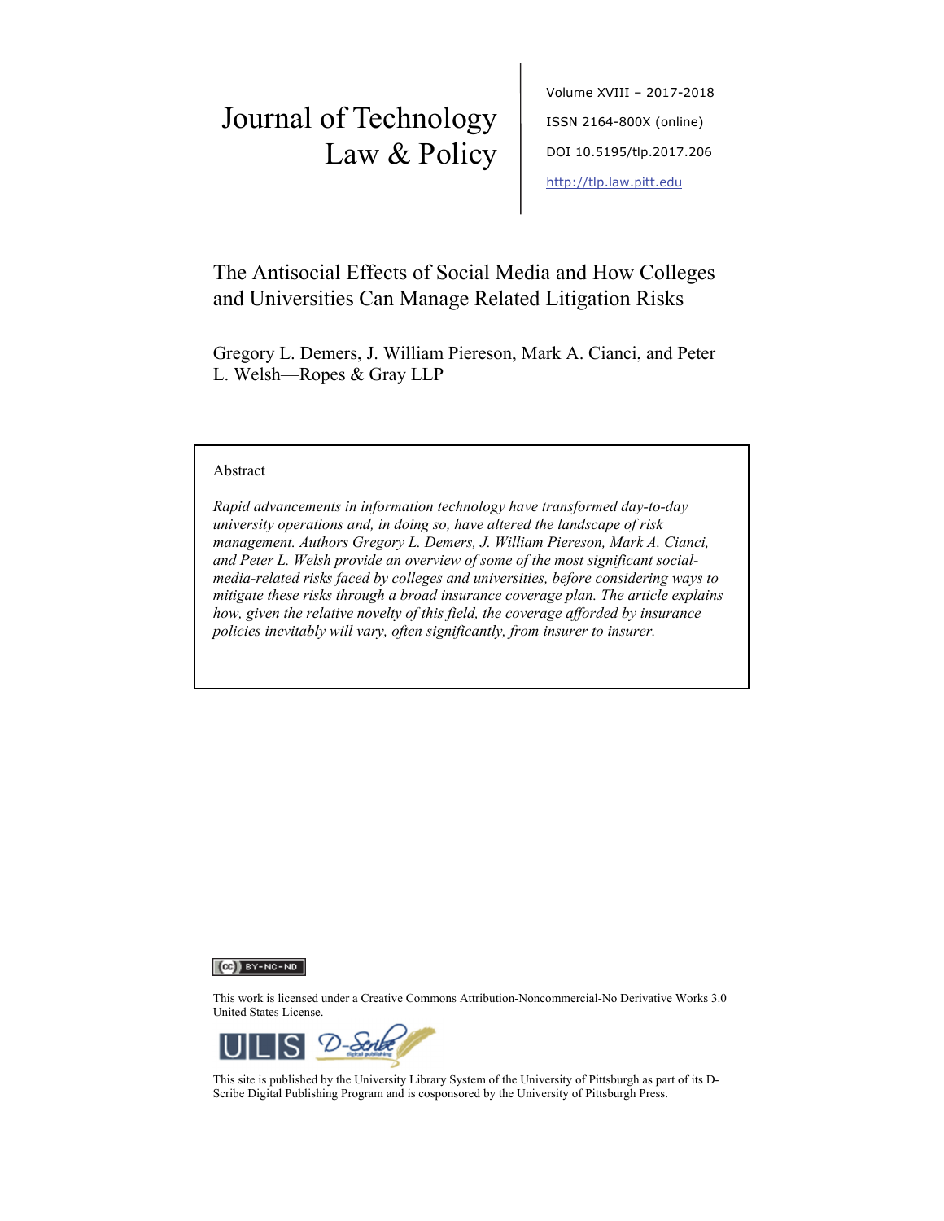# Journal of Technology Law & Policy

Volume XVIII – 2017-2018

ISSN 2164-800X (online)

DOI 10.5195/tlp.2017.206

http://tlp.law.pitt.edu

## The Antisocial Effects of Social Media and How Colleges and Universities Can Manage Related Litigation Risks

Gregory L. Demers, J. William Piereson, Mark A. Cianci, and Peter L. Welsh—Ropes & Gray LLP

### Abstract

*Rapid advancements in information technology have transformed day-to-day university operations and, in doing so, have altered the landscape of risk management. Authors Gregory L. Demers, J. William Piereson, Mark A. Cianci, and Peter L. Welsh provide an overview of some of the most significant social-media-related risks faced by colleges and universities, before considering ways to mitigate these risks through a broad insurance coverage plan. The article explains how, given the relative novelty of this field, the coverage afforded by insurance policies inevitably will vary, often significantly, from insurer to insurer.*

This work is licensed under a Creative Commons Attribution-Noncommercial-No Derivative Works 3.0 United States License.

This site is published by the University Library System of the University of Pittsburgh as part of its D-Scribe Digital Publishing Program and is cosponsored by the University of Pittsburgh Press.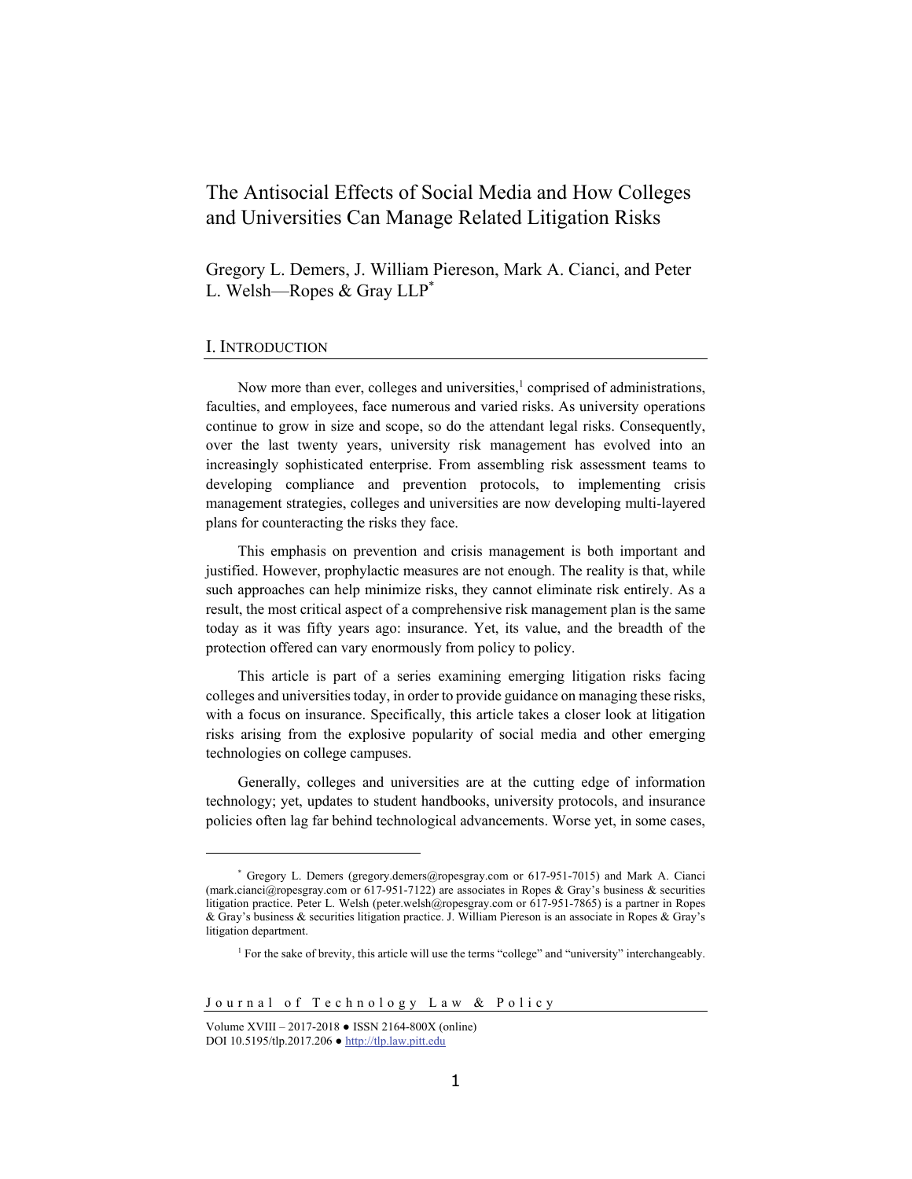# The Antisocial Effects of Social Media and How Colleges and Universities Can Manage Related Litigation Risks

Gregory L. Demers, J. William Piereson, Mark A. Cianci, and Peter L. Welsh—Ropes & Gray LLP[*]

## I. Introduction

Now more than ever, colleges and universities,[1] comprised of administrations, faculties, and employees, face numerous and varied risks. As university operations continue to grow in size and scope, so do the attendant legal risks. Consequently, over the last twenty years, university risk management has evolved into an increasingly sophisticated enterprise. From assembling risk assessment teams to developing compliance and prevention protocols, to implementing crisis management strategies, colleges and universities are now developing multi-layered plans for counteracting the risks they face.

This emphasis on prevention and crisis management is both important and justified. However, prophylactic measures are not enough. The reality is that, while such approaches can help minimize risks, they cannot eliminate risk entirely. As a result, the most critical aspect of a comprehensive risk management plan is the same today as it was fifty years ago: insurance. Yet, its value, and the breadth of the protection offered can vary enormously from policy to policy.

This article is part of a series examining emerging litigation risks facing colleges and universities today, in order to provide guidance on managing these risks, with a focus on insurance. Specifically, this article takes a closer look at litigation risks arising from the explosive popularity of social media and other emerging technologies on college campuses.

Generally, colleges and universities are at the cutting edge of information technology; yet, updates to student handbooks, university protocols, and insurance policies often lag far behind technological advancements. Worse yet, in some cases,

---

[*] Gregory L. Demers (gregory.demers@ropesgray.com or 617-951-7015) and Mark A. Cianci (mark.cianci@ropesgray.com or 617-951-7122) are associates in Ropes & Gray's business & securities litigation practice. Peter L. Welsh (peter.welsh@ropesgray.com or 617-951-7865) is a partner in Ropes & Gray's business & securities litigation practice. J. William Piereson is an associate in Ropes & Gray's litigation department.

[1] For the sake of brevity, this article will use the terms "college" and "university" interchangeably.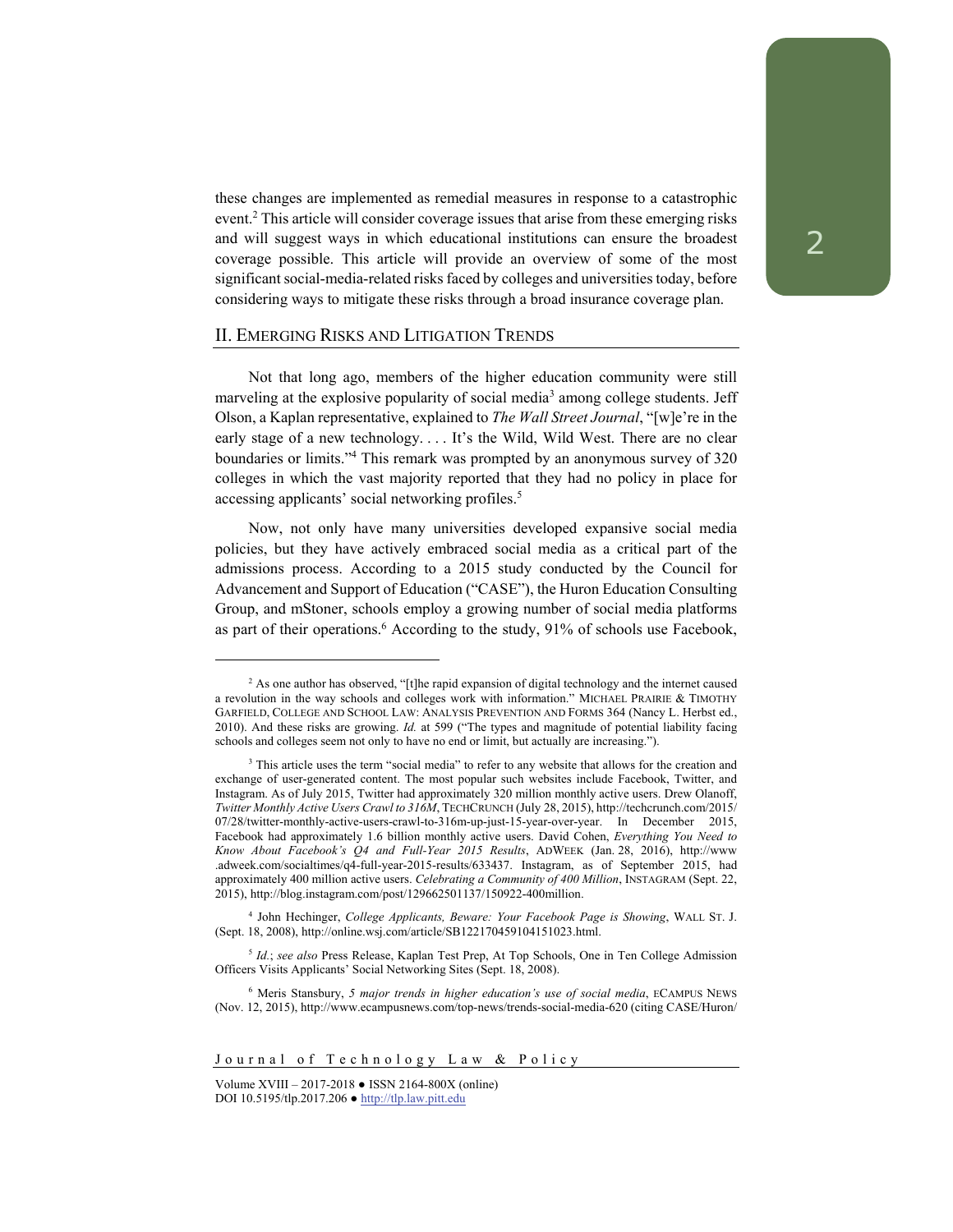these changes are implemented as remedial measures in response to a catastrophic event.[2] This article will consider coverage issues that arise from these emerging risks and will suggest ways in which educational institutions can ensure the broadest coverage possible. This article will provide an overview of some of the most significant social-media-related risks faced by colleges and universities today, before considering ways to mitigate these risks through a broad insurance coverage plan.

## II. Emerging Risks and Litigation Trends

Not that long ago, members of the higher education community were still marveling at the explosive popularity of social media[3] among college students. Jeff Olson, a Kaplan representative, explained to *The Wall Street Journal*, "[w]e're in the early stage of a new technology. . . . It's the Wild, Wild West. There are no clear boundaries or limits."[4] This remark was prompted by an anonymous survey of 320 colleges in which the vast majority reported that they had no policy in place for accessing applicants' social networking profiles.[5]

Now, not only have many universities developed expansive social media policies, but they have actively embraced social media as a critical part of the admissions process. According to a 2015 study conducted by the Council for Advancement and Support of Education ("CASE"), the Huron Education Consulting Group, and mStoner, schools employ a growing number of social media platforms as part of their operations.[6] According to the study, 91% of schools use Facebook,

---

[2] As one author has observed, "[t]he rapid expansion of digital technology and the internet caused a revolution in the way schools and colleges work with information." Michael Prairie & Timothy Garfield, College and School Law: Analysis Prevention and Forms 364 (Nancy L. Herbst ed., 2010). And these risks are growing. *Id.* at 599 ("The types and magnitude of potential liability facing schools and colleges seem not only to have no end or limit, but actually are increasing.").

[3] This article uses the term "social media" to refer to any website that allows for the creation and exchange of user-generated content. The most popular such websites include Facebook, Twitter, and Instagram. As of July 2015, Twitter had approximately 320 million monthly active users. Drew Olanoff, *Twitter Monthly Active Users Crawl to 316M*, TechCrunch (July 28, 2015), http://techcrunch.com/2015/07/28/twitter-monthly-active-users-crawl-to-316m-up-just-15-year-over-year. In December 2015, Facebook had approximately 1.6 billion monthly active users. David Cohen, *Everything You Need to Know About Facebook's Q4 and Full-Year 2015 Results*, AdWeek (Jan. 28, 2016), http://www.adweek.com/socialtimes/q4-full-year-2015-results/633437. Instagram, as of September 2015, had approximately 400 million active users. *Celebrating a Community of 400 Million*, Instagram (Sept. 22, 2015), http://blog.instagram.com/post/129662501137/150922-400million.

[4] John Hechinger, *College Applicants, Beware: Your Facebook Page is Showing*, Wall St. J. (Sept. 18, 2008), http://online.wsj.com/article/SB122170459104151023.html.

[5] *Id.*; *see also* Press Release, Kaplan Test Prep, At Top Schools, One in Ten College Admission Officers Visits Applicants' Social Networking Sites (Sept. 18, 2008).

[6] Meris Stansbury, *5 major trends in higher education's use of social media*, eCampus News (Nov. 12, 2015), http://www.ecampusnews.com/top-news/trends-social-media-620 (citing CASE/Huron/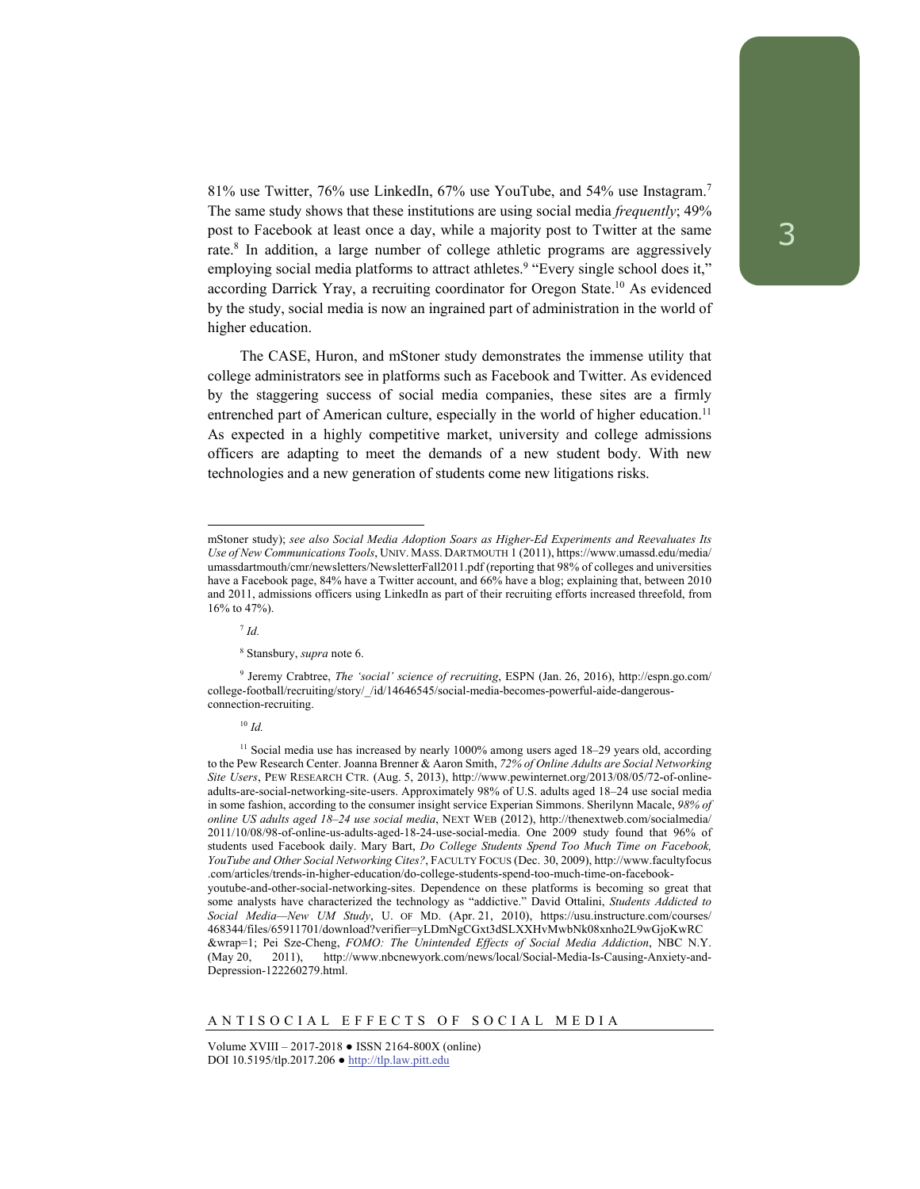81% use Twitter, 76% use LinkedIn, 67% use YouTube, and 54% use Instagram.[7] The same study shows that these institutions are using social media *frequently*; 49% post to Facebook at least once a day, while a majority post to Twitter at the same rate.[8] In addition, a large number of college athletic programs are aggressively employing social media platforms to attract athletes.[9] "Every single school does it," according Darrick Yray, a recruiting coordinator for Oregon State.[10] As evidenced by the study, social media is now an ingrained part of administration in the world of higher education.

The CASE, Huron, and mStoner study demonstrates the immense utility that college administrators see in platforms such as Facebook and Twitter. As evidenced by the staggering success of social media companies, these sites are a firmly entrenched part of American culture, especially in the world of higher education.[11] As expected in a highly competitive market, university and college admissions officers are adapting to meet the demands of a new student body. With new technologies and a new generation of students come new litigations risks.

---

mStoner study); *see also Social Media Adoption Soars as Higher-Ed Experiments and Reevaluates Its Use of New Communications Tools*, UNIV. MASS. DARTMOUTH 1 (2011), https://www.umassd.edu/media/umassdartmouth/cmr/newsletters/NewsletterFall2011.pdf (reporting that 98% of colleges and universities have a Facebook page, 84% have a Twitter account, and 66% have a blog; explaining that, between 2010 and 2011, admissions officers using LinkedIn as part of their recruiting efforts increased threefold, from 16% to 47%).

[7] *Id.*

[8] Stansbury, *supra* note 6.

[9] Jeremy Crabtree, *The 'social' science of recruiting*, ESPN (Jan. 26, 2016), http://espn.go.com/college-football/recruiting/story/_/id/14646545/social-media-becomes-powerful-aide-dangerous-connection-recruiting.

[10] *Id.*

[11] Social media use has increased by nearly 1000% among users aged 18–29 years old, according to the Pew Research Center. Joanna Brenner & Aaron Smith, *72% of Online Adults are Social Networking Site Users*, PEW RESEARCH CTR. (Aug. 5, 2013), http://www.pewinternet.org/2013/08/05/72-of-online-adults-are-social-networking-site-users. Approximately 98% of U.S. adults aged 18–24 use social media in some fashion, according to the consumer insight service Experian Simmons. Sherilynn Macale, *98% of online US adults aged 18–24 use social media*, NEXT WEB (2012), http://thenextweb.com/socialmedia/2011/10/08/98-of-online-us-adults-aged-18-24-use-social-media. One 2009 study found that 96% of students used Facebook daily. Mary Bart, *Do College Students Spend Too Much Time on Facebook, YouTube and Other Social Networking Cites?*, FACULTY FOCUS (Dec. 30, 2009), http://www.facultyfocus.com/articles/trends-in-higher-education/do-college-students-spend-too-much-time-on-facebook-youtube-and-other-social-networking-sites. Dependence on these platforms is becoming so great that some analysts have characterized the technology as "addictive." David Ottalini, *Students Addicted to Social Media—New UM Study*, U. OF MD. (Apr. 21, 2010), https://usu.instructure.com/courses/468344/files/65911701/download?verifier=yLDmNgCGxt3dSLXXHvMwbNk08xnho2L9wGjoKwRC&wrap=1; Pei Sze-Cheng, *FOMO: The Unintended Effects of Social Media Addiction*, NBC N.Y. (May 20, 2011), http://www.nbcnewyork.com/news/local/Social-Media-Is-Causing-Anxiety-and-Depression-122260279.html.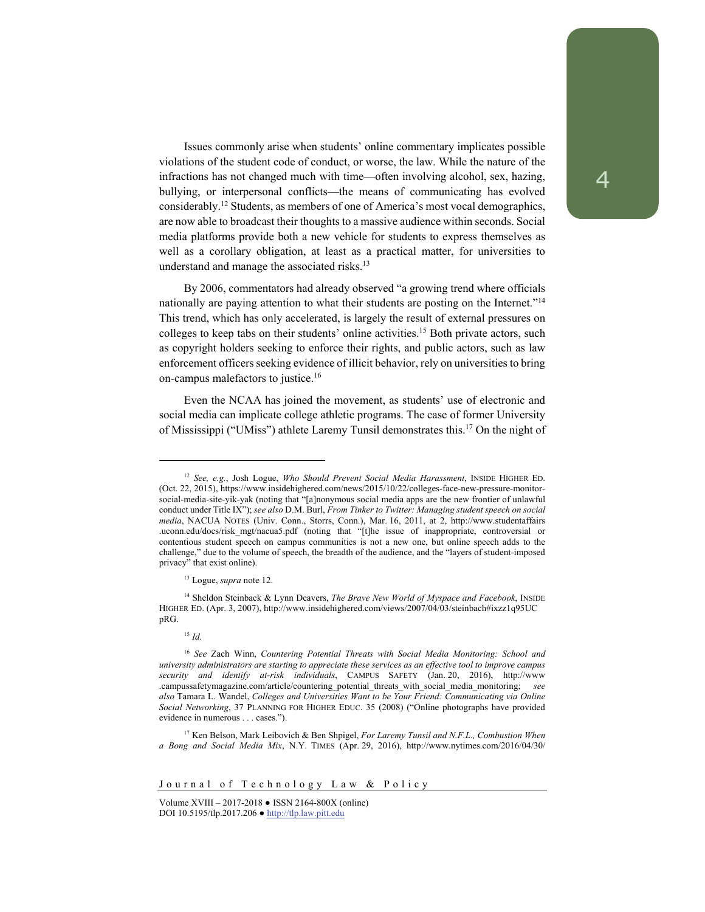Issues commonly arise when students' online commentary implicates possible violations of the student code of conduct, or worse, the law. While the nature of the infractions has not changed much with time—often involving alcohol, sex, hazing, bullying, or interpersonal conflicts—the means of communicating has evolved considerably.[12] Students, as members of one of America's most vocal demographics, are now able to broadcast their thoughts to a massive audience within seconds. Social media platforms provide both a new vehicle for students to express themselves as well as a corollary obligation, at least as a practical matter, for universities to understand and manage the associated risks.[13]

By 2006, commentators had already observed "a growing trend where officials nationally are paying attention to what their students are posting on the Internet."[14] This trend, which has only accelerated, is largely the result of external pressures on colleges to keep tabs on their students' online activities.[15] Both private actors, such as copyright holders seeking to enforce their rights, and public actors, such as law enforcement officers seeking evidence of illicit behavior, rely on universities to bring on-campus malefactors to justice.[16]

Even the NCAA has joined the movement, as students' use of electronic and social media can implicate college athletic programs. The case of former University of Mississippi ("UMiss") athlete Laremy Tunsil demonstrates this.[17] On the night of

---

[12] *See, e.g.*, Josh Logue, *Who Should Prevent Social Media Harassment*, INSIDE HIGHER ED. (Oct. 22, 2015), https://www.insidehighered.com/news/2015/10/22/colleges-face-new-pressure-monitor-social-media-site-yik-yak (noting that "[a]nonymous social media apps are the new frontier of unlawful conduct under Title IX"); *see also* D.M. Burl, *From Tinker to Twitter: Managing student speech on social media*, NACUA NOTES (Univ. Conn., Storrs, Conn.), Mar. 16, 2011, at 2, http://www.studentaffairs.uconn.edu/docs/risk_mgt/nacua5.pdf (noting that "[t]he issue of inappropriate, controversial or contentious student speech on campus communities is not a new one, but online speech adds to the challenge," due to the volume of speech, the breadth of the audience, and the "layers of student-imposed privacy" that exist online).

[13] Logue, *supra* note 12.

[14] Sheldon Steinback & Lynn Deavers, *The Brave New World of Myspace and Facebook*, INSIDE HIGHER ED. (Apr. 3, 2007), http://www.insidehighered.com/views/2007/04/03/steinbach#ixzz1q95UCpRG.

[15] *Id.*

[16] *See* Zach Winn, *Countering Potential Threats with Social Media Monitoring: School and university administrators are starting to appreciate these services as an effective tool to improve campus security and identify at-risk individuals*, CAMPUS SAFETY (Jan. 20, 2016), http://www.campussafetymagazine.com/article/countering_potential_threats_with_social_media_monitoring; *see also* Tamara L. Wandel, *Colleges and Universities Want to be Your Friend: Communicating via Online Social Networking*, 37 PLANNING FOR HIGHER EDUC. 35 (2008) ("Online photographs have provided evidence in numerous . . . cases.").

[17] Ken Belson, Mark Leibovich & Ben Shpigel, *For Laremy Tunsil and N.F.L., Combustion When a Bong and Social Media Mix*, N.Y. TIMES (Apr. 29, 2016), http://www.nytimes.com/2016/04/30/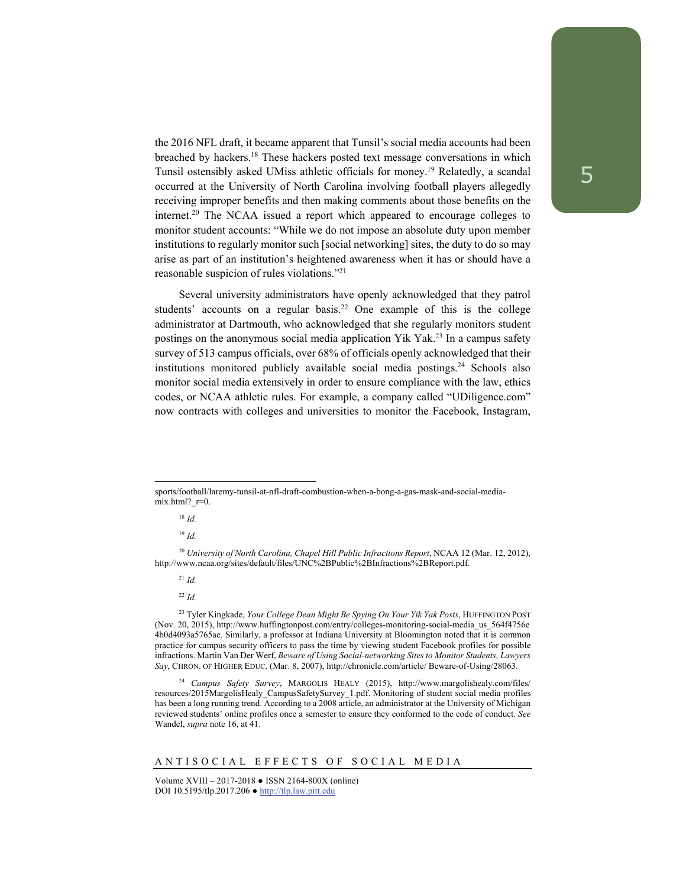the 2016 NFL draft, it became apparent that Tunsil's social media accounts had been breached by hackers.[18] These hackers posted text message conversations in which Tunsil ostensibly asked UMiss athletic officials for money.[19] Relatedly, a scandal occurred at the University of North Carolina involving football players allegedly receiving improper benefits and then making comments about those benefits on the internet.[20] The NCAA issued a report which appeared to encourage colleges to monitor student accounts: "While we do not impose an absolute duty upon member institutions to regularly monitor such [social networking] sites, the duty to do so may arise as part of an institution's heightened awareness when it has or should have a reasonable suspicion of rules violations."[21]

Several university administrators have openly acknowledged that they patrol students' accounts on a regular basis.[22] One example of this is the college administrator at Dartmouth, who acknowledged that she regularly monitors student postings on the anonymous social media application Yik Yak.[23] In a campus safety survey of 513 campus officials, over 68% of officials openly acknowledged that their institutions monitored publicly available social media postings.[24] Schools also monitor social media extensively in order to ensure compliance with the law, ethics codes, or NCAA athletic rules. For example, a company called "UDiligence.com" now contracts with colleges and universities to monitor the Facebook, Instagram,

---

sports/football/laremy-tunsil-at-nfl-draft-combustion-when-a-bong-a-gas-mask-and-social-media-mix.html?_r=0.

[18] *Id.*

[19] *Id.*

[20] *University of North Carolina, Chapel Hill Public Infractions Report*, NCAA 12 (Mar. 12, 2012), http://www.ncaa.org/sites/default/files/UNC%2BPublic%2BInfractions%2BReport.pdf.

[21] *Id.*

[22] *Id.*

[23] Tyler Kingkade, *Your College Dean Might Be Spying On Your Yik Yak Posts*, HUFFINGTON POST (Nov. 20, 2015), http://www.huffingtonpost.com/entry/colleges-monitoring-social-media_us_564f4756e4b0d4093a5765ae. Similarly, a professor at Indiana University at Bloomington noted that it is common practice for campus security officers to pass the time by viewing student Facebook profiles for possible infractions. Martin Van Der Werf, *Beware of Using Social-networking Sites to Monitor Students, Lawyers Say*, CHRON. OF HIGHER EDUC. (Mar. 8, 2007), http://chronicle.com/article/ Beware-of-Using/28063.

[24] *Campus Safety Survey*, MARGOLIS HEALY (2015), http://www.margolishealy.com/files/resources/2015MargolisHealy_CampusSafetySurvey_1.pdf. Monitoring of student social media profiles has been a long running trend. According to a 2008 article, an administrator at the University of Michigan reviewed students' online profiles once a semester to ensure they conformed to the code of conduct. *See* Wandel, *supra* note 16, at 41.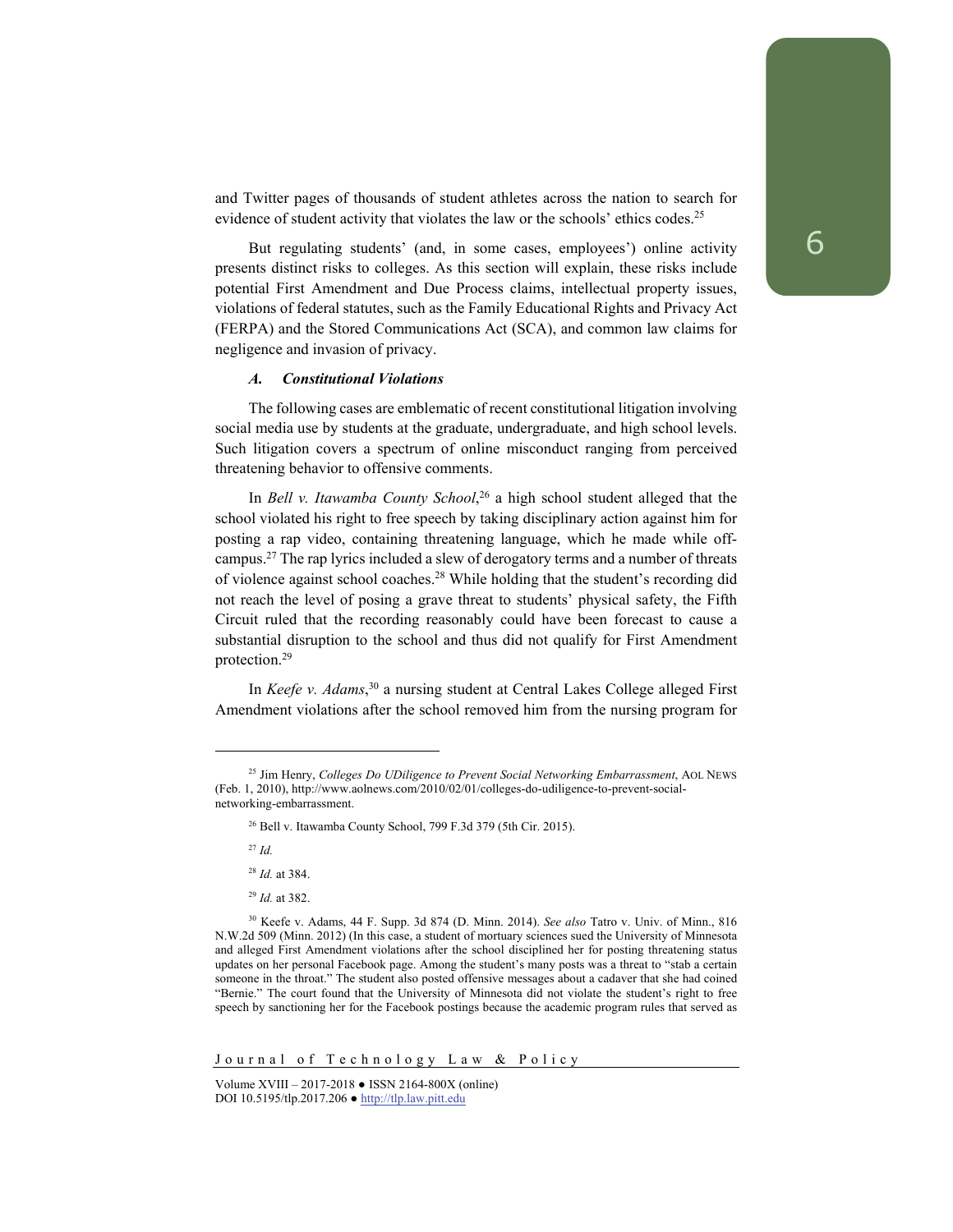and Twitter pages of thousands of student athletes across the nation to search for evidence of student activity that violates the law or the schools' ethics codes.[25]

But regulating students' (and, in some cases, employees') online activity presents distinct risks to colleges. As this section will explain, these risks include potential First Amendment and Due Process claims, intellectual property issues, violations of federal statutes, such as the Family Educational Rights and Privacy Act (FERPA) and the Stored Communications Act (SCA), and common law claims for negligence and invasion of privacy.

### *A. Constitutional Violations*

The following cases are emblematic of recent constitutional litigation involving social media use by students at the graduate, undergraduate, and high school levels. Such litigation covers a spectrum of online misconduct ranging from perceived threatening behavior to offensive comments.

In *Bell v. Itawamba County School*,[26] a high school student alleged that the school violated his right to free speech by taking disciplinary action against him for posting a rap video, containing threatening language, which he made while off-campus.[27] The rap lyrics included a slew of derogatory terms and a number of threats of violence against school coaches.[28] While holding that the student's recording did not reach the level of posing a grave threat to students' physical safety, the Fifth Circuit ruled that the recording reasonably could have been forecast to cause a substantial disruption to the school and thus did not qualify for First Amendment protection.[29]

In *Keefe v. Adams*,[30] a nursing student at Central Lakes College alleged First Amendment violations after the school removed him from the nursing program for

---

[25] Jim Henry, *Colleges Do UDiligence to Prevent Social Networking Embarrassment*, AOL NEWS (Feb. 1, 2010), http://www.aolnews.com/2010/02/01/colleges-do-udiligence-to-prevent-social-networking-embarrassment.

[26] Bell v. Itawamba County School, 799 F.3d 379 (5th Cir. 2015).

[27] *Id.*

[28] *Id.* at 384.

[29] *Id.* at 382.

[30] Keefe v. Adams, 44 F. Supp. 3d 874 (D. Minn. 2014). *See also* Tatro v. Univ. of Minn., 816 N.W.2d 509 (Minn. 2012) (In this case, a student of mortuary sciences sued the University of Minnesota and alleged First Amendment violations after the school disciplined her for posting threatening status updates on her personal Facebook page. Among the student's many posts was a threat to "stab a certain someone in the throat." The student also posted offensive messages about a cadaver that she had coined "Bernie." The court found that the University of Minnesota did not violate the student's right to free speech by sanctioning her for the Facebook postings because the academic program rules that served as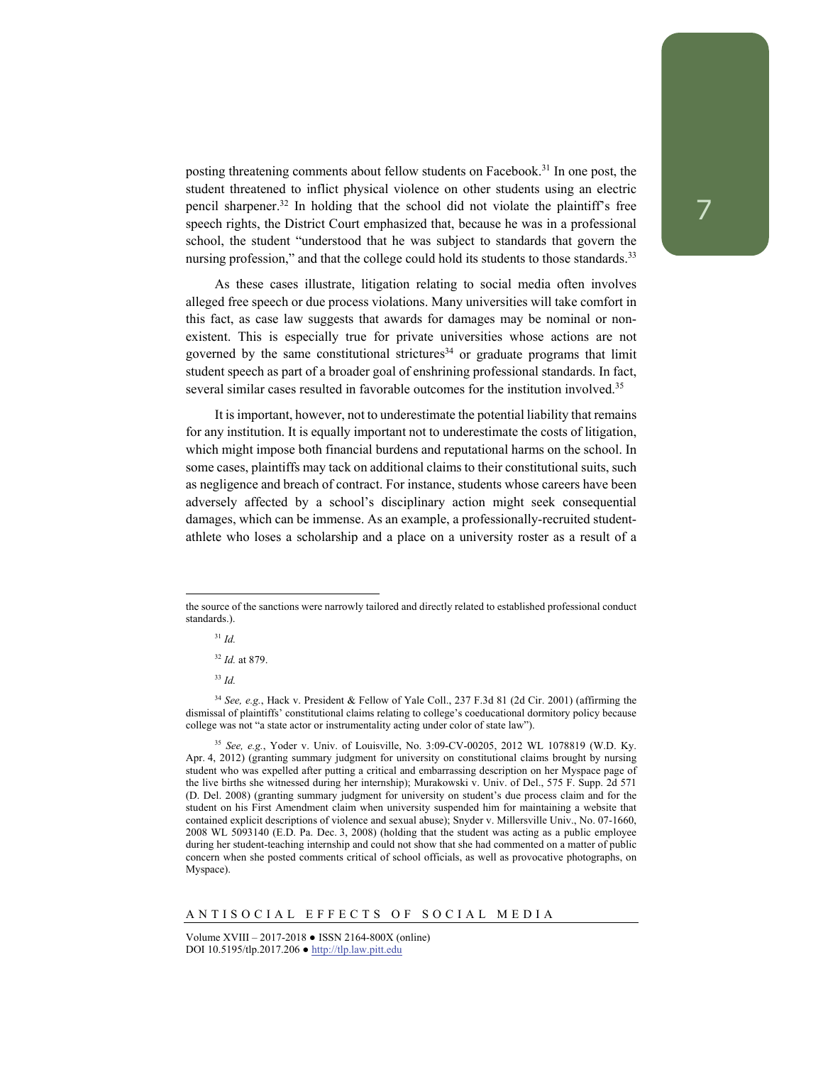posting threatening comments about fellow students on Facebook.[31] In one post, the student threatened to inflict physical violence on other students using an electric pencil sharpener.[32] In holding that the school did not violate the plaintiff's free speech rights, the District Court emphasized that, because he was in a professional school, the student "understood that he was subject to standards that govern the nursing profession," and that the college could hold its students to those standards.[33]

As these cases illustrate, litigation relating to social media often involves alleged free speech or due process violations. Many universities will take comfort in this fact, as case law suggests that awards for damages may be nominal or non-existent. This is especially true for private universities whose actions are not governed by the same constitutional strictures[34] or graduate programs that limit student speech as part of a broader goal of enshrining professional standards. In fact, several similar cases resulted in favorable outcomes for the institution involved.[35]

It is important, however, not to underestimate the potential liability that remains for any institution. It is equally important not to underestimate the costs of litigation, which might impose both financial burdens and reputational harms on the school. In some cases, plaintiffs may tack on additional claims to their constitutional suits, such as negligence and breach of contract. For instance, students whose careers have been adversely affected by a school's disciplinary action might seek consequential damages, which can be immense. As an example, a professionally-recruited student-athlete who loses a scholarship and a place on a university roster as a result of a

---

the source of the sanctions were narrowly tailored and directly related to established professional conduct standards.).

[31] *Id.*

[32] *Id.* at 879.

[33] *Id.*

[34] *See, e.g.*, Hack v. President & Fellow of Yale Coll., 237 F.3d 81 (2d Cir. 2001) (affirming the dismissal of plaintiffs' constitutional claims relating to college's coeducational dormitory policy because college was not "a state actor or instrumentality acting under color of state law").

[35] *See, e.g.*, Yoder v. Univ. of Louisville, No. 3:09-CV-00205, 2012 WL 1078819 (W.D. Ky. Apr. 4, 2012) (granting summary judgment for university on constitutional claims brought by nursing student who was expelled after putting a critical and embarrassing description on her Myspace page of the live births she witnessed during her internship); Murakowski v. Univ. of Del., 575 F. Supp. 2d 571 (D. Del. 2008) (granting summary judgment for university on student's due process claim and for the student on his First Amendment claim when university suspended him for maintaining a website that contained explicit descriptions of violence and sexual abuse); Snyder v. Millersville Univ., No. 07-1660, 2008 WL 5093140 (E.D. Pa. Dec. 3, 2008) (holding that the student was acting as a public employee during her student-teaching internship and could not show that she had commented on a matter of public concern when she posted comments critical of school officials, as well as provocative photographs, on Myspace).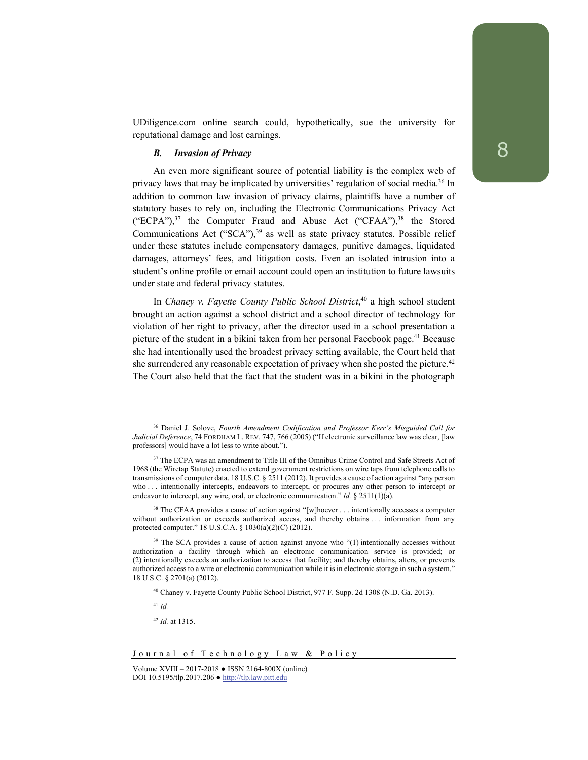UDiligence.com online search could, hypothetically, sue the university for reputational damage and lost earnings.

### *B. Invasion of Privacy*

An even more significant source of potential liability is the complex web of privacy laws that may be implicated by universities' regulation of social media.[36] In addition to common law invasion of privacy claims, plaintiffs have a number of statutory bases to rely on, including the Electronic Communications Privacy Act ("ECPA"),[37] the Computer Fraud and Abuse Act ("CFAA"),[38] the Stored Communications Act ("SCA"),[39] as well as state privacy statutes. Possible relief under these statutes include compensatory damages, punitive damages, liquidated damages, attorneys' fees, and litigation costs. Even an isolated intrusion into a student's online profile or email account could open an institution to future lawsuits under state and federal privacy statutes.

In *Chaney v. Fayette County Public School District*,[40] a high school student brought an action against a school district and a school director of technology for violation of her right to privacy, after the director used in a school presentation a picture of the student in a bikini taken from her personal Facebook page.[41] Because she had intentionally used the broadest privacy setting available, the Court held that she surrendered any reasonable expectation of privacy when she posted the picture.[42] The Court also held that the fact that the student was in a bikini in the photograph

---

[36] Daniel J. Solove, *Fourth Amendment Codification and Professor Kerr's Misguided Call for Judicial Deference*, 74 FORDHAM L. REV. 747, 766 (2005) ("If electronic surveillance law was clear, [law professors] would have a lot less to write about.").

[37] The ECPA was an amendment to Title III of the Omnibus Crime Control and Safe Streets Act of 1968 (the Wiretap Statute) enacted to extend government restrictions on wire taps from telephone calls to transmissions of computer data. 18 U.S.C. § 2511 (2012). It provides a cause of action against "any person who . . . intentionally intercepts, endeavors to intercept, or procures any other person to intercept or endeavor to intercept, any wire, oral, or electronic communication." *Id.* § 2511(1)(a).

[38] The CFAA provides a cause of action against "[w]hoever . . . intentionally accesses a computer without authorization or exceeds authorized access, and thereby obtains . . . information from any protected computer." 18 U.S.C.A. § 1030(a)(2)(C) (2012).

[39] The SCA provides a cause of action against anyone who "(1) intentionally accesses without authorization a facility through which an electronic communication service is provided; or (2) intentionally exceeds an authorization to access that facility; and thereby obtains, alters, or prevents authorized access to a wire or electronic communication while it is in electronic storage in such a system." 18 U.S.C. § 2701(a) (2012).

[40] Chaney v. Fayette County Public School District, 977 F. Supp. 2d 1308 (N.D. Ga. 2013).

[41] *Id.*

[42] *Id.* at 1315.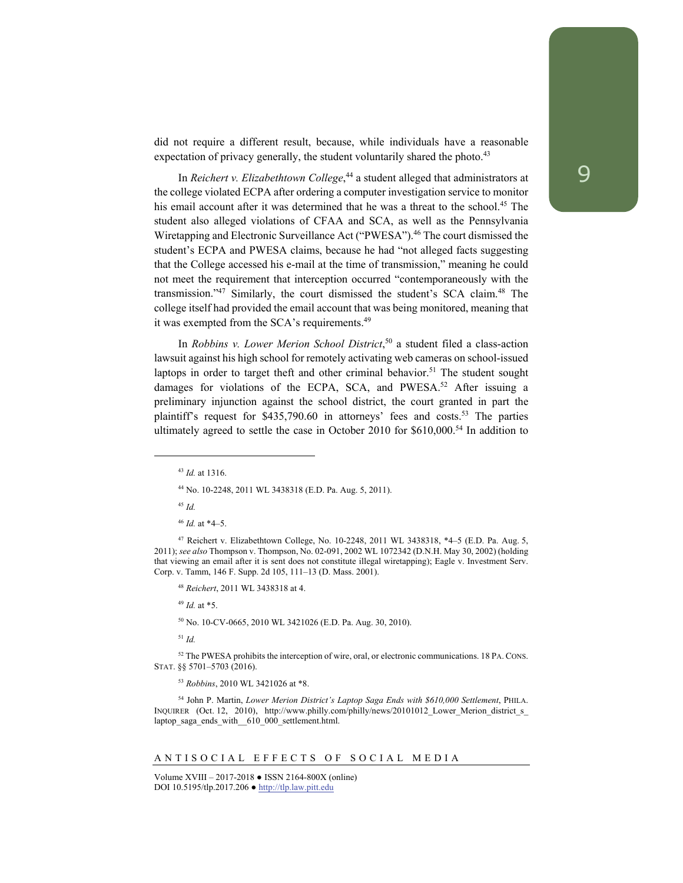did not require a different result, because, while individuals have a reasonable expectation of privacy generally, the student voluntarily shared the photo.[43]

In *Reichert v. Elizabethtown College*,[44] a student alleged that administrators at the college violated ECPA after ordering a computer investigation service to monitor his email account after it was determined that he was a threat to the school.[45] The student also alleged violations of CFAA and SCA, as well as the Pennsylvania Wiretapping and Electronic Surveillance Act ("PWESA").[46] The court dismissed the student's ECPA and PWESA claims, because he had "not alleged facts suggesting that the College accessed his e-mail at the time of transmission," meaning he could not meet the requirement that interception occurred "contemporaneously with the transmission."[47] Similarly, the court dismissed the student's SCA claim.[48] The college itself had provided the email account that was being monitored, meaning that it was exempted from the SCA's requirements.[49]

In *Robbins v. Lower Merion School District*,[50] a student filed a class-action lawsuit against his high school for remotely activating web cameras on school-issued laptops in order to target theft and other criminal behavior.[51] The student sought damages for violations of the ECPA, SCA, and PWESA.[52] After issuing a preliminary injunction against the school district, the court granted in part the plaintiff's request for $435,790.60 in attorneys' fees and costs.[53] The parties ultimately agreed to settle the case in October 2010 for $610,000.[54] In addition to

---

[43] *Id.* at 1316.

[44] No. 10-2248, 2011 WL 3438318 (E.D. Pa. Aug. 5, 2011).

[45] *Id.*

[46] *Id.* at *4–5.

[47] Reichert v. Elizabethtown College, No. 10-2248, 2011 WL 3438318, *4–5 (E.D. Pa. Aug. 5, 2011); *see also* Thompson v. Thompson, No. 02-091, 2002 WL 1072342 (D.N.H. May 30, 2002) (holding that viewing an email after it is sent does not constitute illegal wiretapping); Eagle v. Investment Serv. Corp. v. Tamm, 146 F. Supp. 2d 105, 111–13 (D. Mass. 2001).

[48] *Reichert*, 2011 WL 3438318 at 4.

[49] *Id.* at *5.

[50] No. 10-CV-0665, 2010 WL 3421026 (E.D. Pa. Aug. 30, 2010).

[51] *Id.*

[52] The PWESA prohibits the interception of wire, oral, or electronic communications. 18 PA. CONS. STAT. §§ 5701–5703 (2016).

[53] *Robbins*, 2010 WL 3421026 at *8.

[54] John P. Martin, *Lower Merion District's Laptop Saga Ends with $610,000 Settlement*, PHILA. INQUIRER (Oct. 12, 2010), http://www.philly.com/philly/news/20101012_Lower_Merion_district_s_laptop_saga_ends_with__610_000_settlement.html.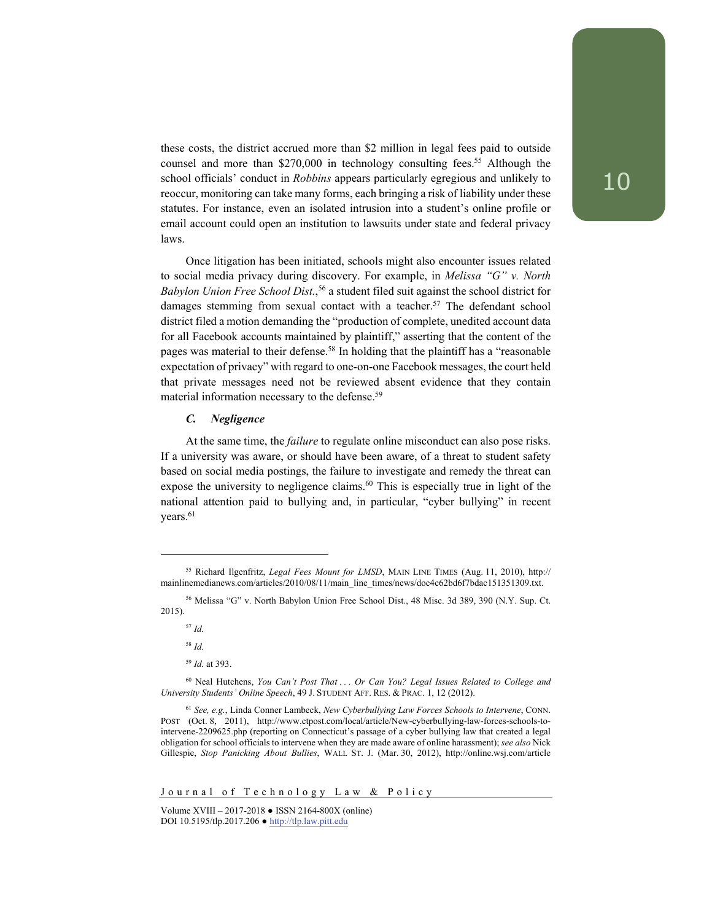these costs, the district accrued more than $2 million in legal fees paid to outside counsel and more than $270,000 in technology consulting fees.[55] Although the school officials' conduct in *Robbins* appears particularly egregious and unlikely to reoccur, monitoring can take many forms, each bringing a risk of liability under these statutes. For instance, even an isolated intrusion into a student's online profile or email account could open an institution to lawsuits under state and federal privacy laws.

Once litigation has been initiated, schools might also encounter issues related to social media privacy during discovery. For example, in *Melissa "G" v. North Babylon Union Free School Dist.*,[56] a student filed suit against the school district for damages stemming from sexual contact with a teacher.[57] The defendant school district filed a motion demanding the "production of complete, unedited account data for all Facebook accounts maintained by plaintiff," asserting that the content of the pages was material to their defense.[58] In holding that the plaintiff has a "reasonable expectation of privacy" with regard to one-on-one Facebook messages, the court held that private messages need not be reviewed absent evidence that they contain material information necessary to the defense.[59]

### *C. Negligence*

At the same time, the *failure* to regulate online misconduct can also pose risks. If a university was aware, or should have been aware, of a threat to student safety based on social media postings, the failure to investigate and remedy the threat can expose the university to negligence claims.[60] This is especially true in light of the national attention paid to bullying and, in particular, "cyber bullying" in recent years.[61]

---

[55] Richard Ilgenfritz, *Legal Fees Mount for LMSD*, MAIN LINE TIMES (Aug. 11, 2010), http://mainlinemedianews.com/articles/2010/08/11/main_line_times/news/doc4c62bd6f7bdac151351309.txt.

[56] Melissa "G" v. North Babylon Union Free School Dist., 48 Misc. 3d 389, 390 (N.Y. Sup. Ct. 2015).

[57] *Id.*

[58] *Id.*

[59] *Id.* at 393.

[60] Neal Hutchens, *You Can't Post That . . . Or Can You? Legal Issues Related to College and University Students' Online Speech*, 49 J. STUDENT AFF. RES. & PRAC. 1, 12 (2012).

[61] *See, e.g.*, Linda Conner Lambeck, *New Cyberbullying Law Forces Schools to Intervene*, CONN. POST (Oct. 8, 2011), http://www.ctpost.com/local/article/New-cyberbullying-law-forces-schools-to-intervene-2209625.php (reporting on Connecticut's passage of a cyber bullying law that created a legal obligation for school officials to intervene when they are made aware of online harassment); *see also* Nick Gillespie, *Stop Panicking About Bullies*, WALL ST. J. (Mar. 30, 2012), http://online.wsj.com/article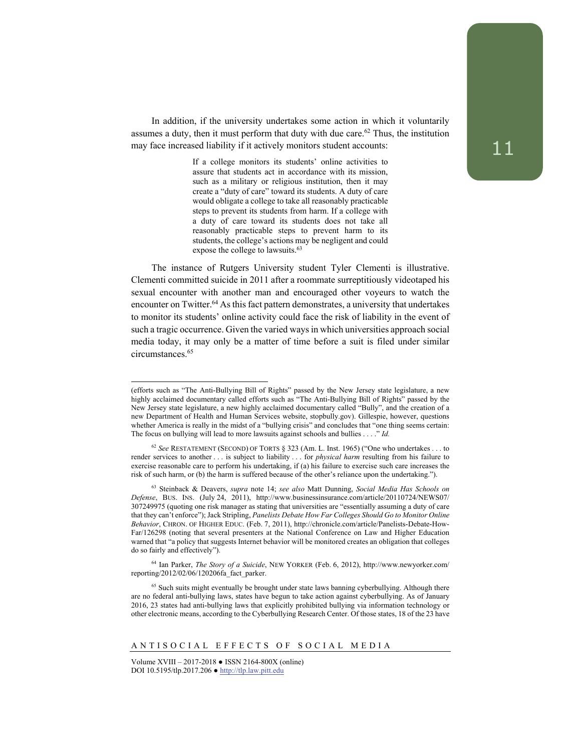In addition, if the university undertakes some action in which it voluntarily assumes a duty, then it must perform that duty with due care.[62] Thus, the institution may face increased liability if it actively monitors student accounts:

> If a college monitors its students' online activities to assure that students act in accordance with its mission, such as a military or religious institution, then it may create a "duty of care" toward its students. A duty of care would obligate a college to take all reasonably practicable steps to prevent its students from harm. If a college with a duty of care toward its students does not take all reasonably practicable steps to prevent harm to its students, the college's actions may be negligent and could expose the college to lawsuits.[63]

The instance of Rutgers University student Tyler Clementi is illustrative. Clementi committed suicide in 2011 after a roommate surreptitiously videotaped his sexual encounter with another man and encouraged other voyeurs to watch the encounter on Twitter.[64] As this fact pattern demonstrates, a university that undertakes to monitor its students' online activity could face the risk of liability in the event of such a tragic occurrence. Given the varied ways in which universities approach social media today, it may only be a matter of time before a suit is filed under similar circumstances.[65]

---

(efforts such as "The Anti-Bullying Bill of Rights" passed by the New Jersey state legislature, a new highly acclaimed documentary called efforts such as "The Anti-Bullying Bill of Rights" passed by the New Jersey state legislature, a new highly acclaimed documentary called "Bully", and the creation of a new Department of Health and Human Services website, stopbully.gov). Gillespie, however, questions whether America is really in the midst of a "bullying crisis" and concludes that "one thing seems certain: The focus on bullying will lead to more lawsuits against schools and bullies . . . ." *Id.*

[62] *See* RESTATEMENT (SECOND) OF TORTS § 323 (Am. L. Inst. 1965) ("One who undertakes . . . to render services to another . . . is subject to liability . . . for *physical harm* resulting from his failure to exercise reasonable care to perform his undertaking, if (a) his failure to exercise such care increases the risk of such harm, or (b) the harm is suffered because of the other's reliance upon the undertaking.").

[63] Steinback & Deavers, *supra* note 14; *see also* Matt Dunning, *Social Media Has Schools on Defense*, BUS. INS. (July 24, 2011), http://www.businessinsurance.com/article/20110724/NEWS07/307249975 (quoting one risk manager as stating that universities are "essentially assuming a duty of care that they can't enforce"); Jack Stripling, *Panelists Debate How Far Colleges Should Go to Monitor Online Behavior*, CHRON. OF HIGHER EDUC. (Feb. 7, 2011), http://chronicle.com/article/Panelists-Debate-How-Far/126298 (noting that several presenters at the National Conference on Law and Higher Education warned that "a policy that suggests Internet behavior will be monitored creates an obligation that colleges do so fairly and effectively").

[64] Ian Parker, *The Story of a Suicide*, NEW YORKER (Feb. 6, 2012), http://www.newyorker.com/reporting/2012/02/06/120206fa_fact_parker.

[65] Such suits might eventually be brought under state laws banning cyberbullying. Although there are no federal anti-bullying laws, states have begun to take action against cyberbullying. As of January 2016, 23 states had anti-bullying laws that explicitly prohibited bullying via information technology or other electronic means, according to the Cyberbullying Research Center. Of those states, 18 of the 23 have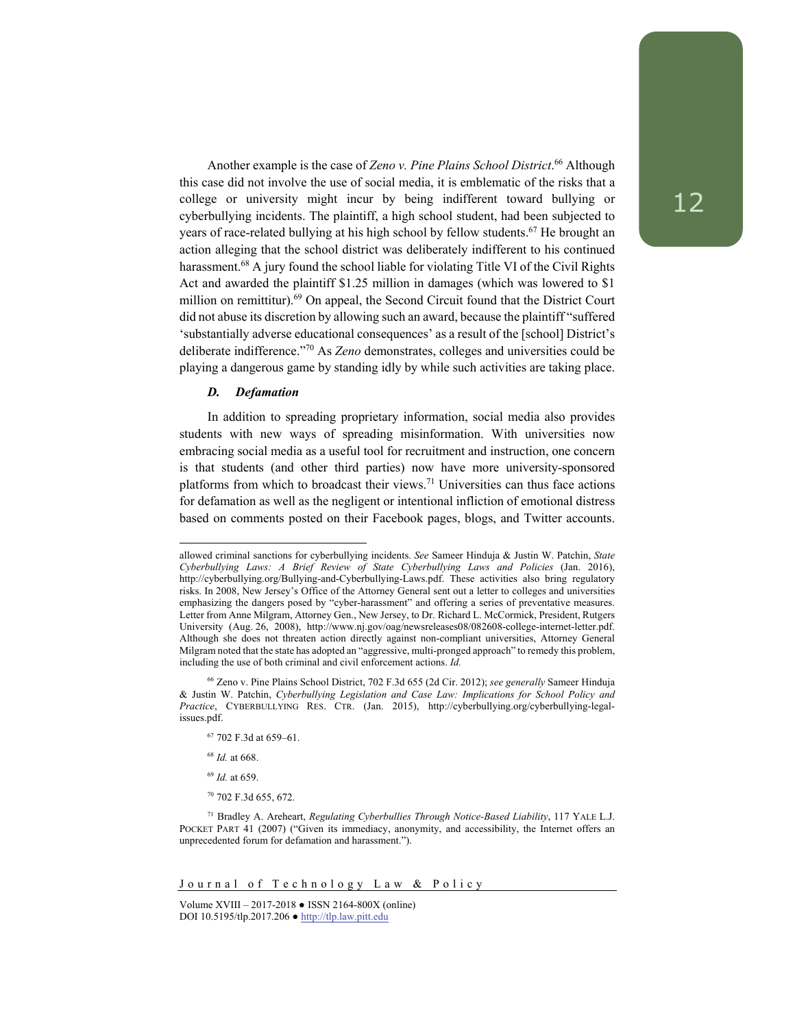Another example is the case of *Zeno v. Pine Plains School District*.[66] Although this case did not involve the use of social media, it is emblematic of the risks that a college or university might incur by being indifferent toward bullying or cyberbullying incidents. The plaintiff, a high school student, had been subjected to years of race-related bullying at his high school by fellow students.[67] He brought an action alleging that the school district was deliberately indifferent to his continued harassment.[68] A jury found the school liable for violating Title VI of the Civil Rights Act and awarded the plaintiff $1.25 million in damages (which was lowered to $1 million on remittitur).[69] On appeal, the Second Circuit found that the District Court did not abuse its discretion by allowing such an award, because the plaintiff "suffered 'substantially adverse educational consequences' as a result of the [school] District's deliberate indifference."[70] As *Zeno* demonstrates, colleges and universities could be playing a dangerous game by standing idly by while such activities are taking place.

### *D. Defamation*

In addition to spreading proprietary information, social media also provides students with new ways of spreading misinformation. With universities now embracing social media as a useful tool for recruitment and instruction, one concern is that students (and other third parties) now have more university-sponsored platforms from which to broadcast their views.[71] Universities can thus face actions for defamation as well as the negligent or intentional infliction of emotional distress based on comments posted on their Facebook pages, blogs, and Twitter accounts.

---

allowed criminal sanctions for cyberbullying incidents. *See* Sameer Hinduja & Justin W. Patchin, *State Cyberbullying Laws: A Brief Review of State Cyberbullying Laws and Policies* (Jan. 2016), http://cyberbullying.org/Bullying-and-Cyberbullying-Laws.pdf. These activities also bring regulatory risks. In 2008, New Jersey's Office of the Attorney General sent out a letter to colleges and universities emphasizing the dangers posed by "cyber-harassment" and offering a series of preventative measures. Letter from Anne Milgram, Attorney Gen., New Jersey, to Dr. Richard L. McCormick, President, Rutgers University (Aug. 26, 2008), http://www.nj.gov/oag/newsreleases08/082608-college-internet-letter.pdf. Although she does not threaten action directly against non-compliant universities, Attorney General Milgram noted that the state has adopted an "aggressive, multi-pronged approach" to remedy this problem, including the use of both criminal and civil enforcement actions. *Id.*

[66] Zeno v. Pine Plains School District, 702 F.3d 655 (2d Cir. 2012); *see generally* Sameer Hinduja & Justin W. Patchin, *Cyberbullying Legislation and Case Law: Implications for School Policy and Practice*, CYBERBULLYING RES. CTR. (Jan. 2015), http://cyberbullying.org/cyberbullying-legal-issues.pdf.

[67] 702 F.3d at 659–61.

[68] *Id.* at 668.

[69] *Id.* at 659.

[70] 702 F.3d 655, 672.

[71] Bradley A. Areheart, *Regulating Cyberbullies Through Notice-Based Liability*, 117 YALE L.J. POCKET PART 41 (2007) ("Given its immediacy, anonymity, and accessibility, the Internet offers an unprecedented forum for defamation and harassment.").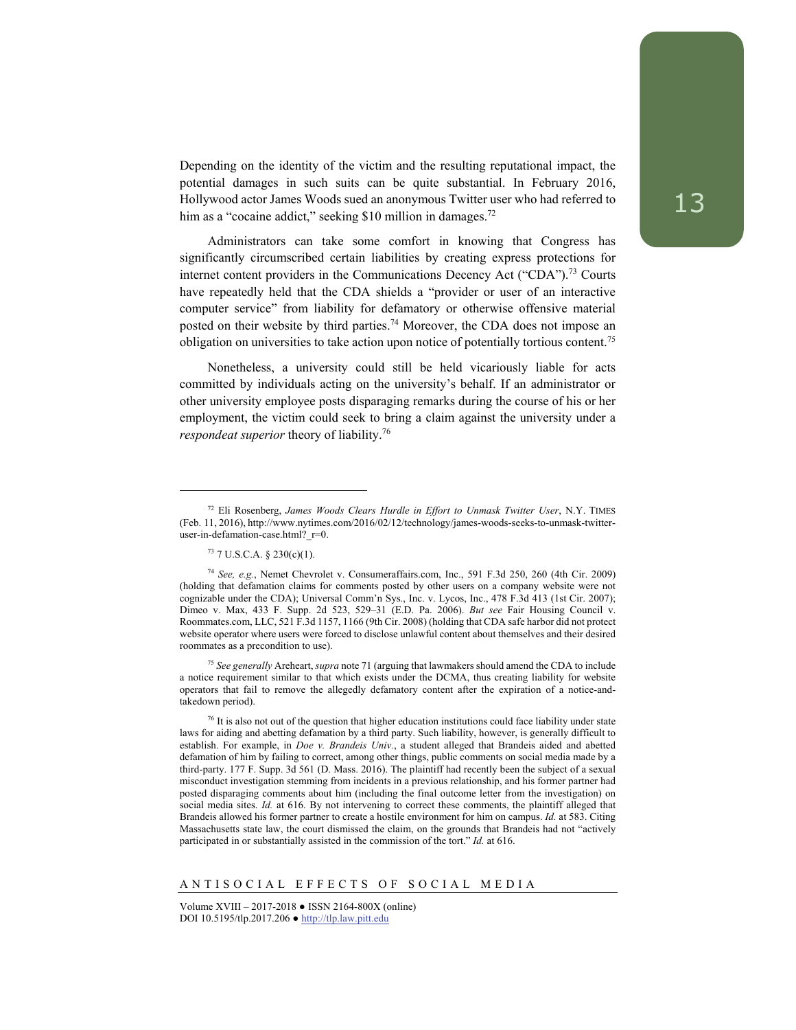Depending on the identity of the victim and the resulting reputational impact, the potential damages in such suits can be quite substantial. In February 2016, Hollywood actor James Woods sued an anonymous Twitter user who had referred to him as a "cocaine addict," seeking $10 million in damages.[72]

Administrators can take some comfort in knowing that Congress has significantly circumscribed certain liabilities by creating express protections for internet content providers in the Communications Decency Act ("CDA").[73] Courts have repeatedly held that the CDA shields a "provider or user of an interactive computer service" from liability for defamatory or otherwise offensive material posted on their website by third parties.[74] Moreover, the CDA does not impose an obligation on universities to take action upon notice of potentially tortious content.[75]

Nonetheless, a university could still be held vicariously liable for acts committed by individuals acting on the university's behalf. If an administrator or other university employee posts disparaging remarks during the course of his or her employment, the victim could seek to bring a claim against the university under a *respondeat superior* theory of liability.[76]

---

[72] Eli Rosenberg, *James Woods Clears Hurdle in Effort to Unmask Twitter User*, N.Y. TIMES (Feb. 11, 2016), http://www.nytimes.com/2016/02/12/technology/james-woods-seeks-to-unmask-twitter-user-in-defamation-case.html?_r=0.

[73] 7 U.S.C.A. § 230(c)(1).

[74] *See, e.g.*, Nemet Chevrolet v. Consumeraffairs.com, Inc., 591 F.3d 250, 260 (4th Cir. 2009) (holding that defamation claims for comments posted by other users on a company website were not cognizable under the CDA); Universal Comm'n Sys., Inc. v. Lycos, Inc., 478 F.3d 413 (1st Cir. 2007); Dimeo v. Max, 433 F. Supp. 2d 523, 529–31 (E.D. Pa. 2006). *But see* Fair Housing Council v. Roommates.com, LLC, 521 F.3d 1157, 1166 (9th Cir. 2008) (holding that CDA safe harbor did not protect website operator where users were forced to disclose unlawful content about themselves and their desired roommates as a precondition to use).

[75] *See generally* Areheart, *supra* note 71 (arguing that lawmakers should amend the CDA to include a notice requirement similar to that which exists under the DCMA, thus creating liability for website operators that fail to remove the allegedly defamatory content after the expiration of a notice-and-takedown period).

[76] It is also not out of the question that higher education institutions could face liability under state laws for aiding and abetting defamation by a third party. Such liability, however, is generally difficult to establish. For example, in *Doe v. Brandeis Univ.*, a student alleged that Brandeis aided and abetted defamation of him by failing to correct, among other things, public comments on social media made by a third-party. 177 F. Supp. 3d 561 (D. Mass. 2016). The plaintiff had recently been the subject of a sexual misconduct investigation stemming from incidents in a previous relationship, and his former partner had posted disparaging comments about him (including the final outcome letter from the investigation) on social media sites. *Id.* at 616. By not intervening to correct these comments, the plaintiff alleged that Brandeis allowed his former partner to create a hostile environment for him on campus. *Id.* at 583. Citing Massachusetts state law, the court dismissed the claim, on the grounds that Brandeis had not "actively participated in or substantially assisted in the commission of the tort." *Id.* at 616.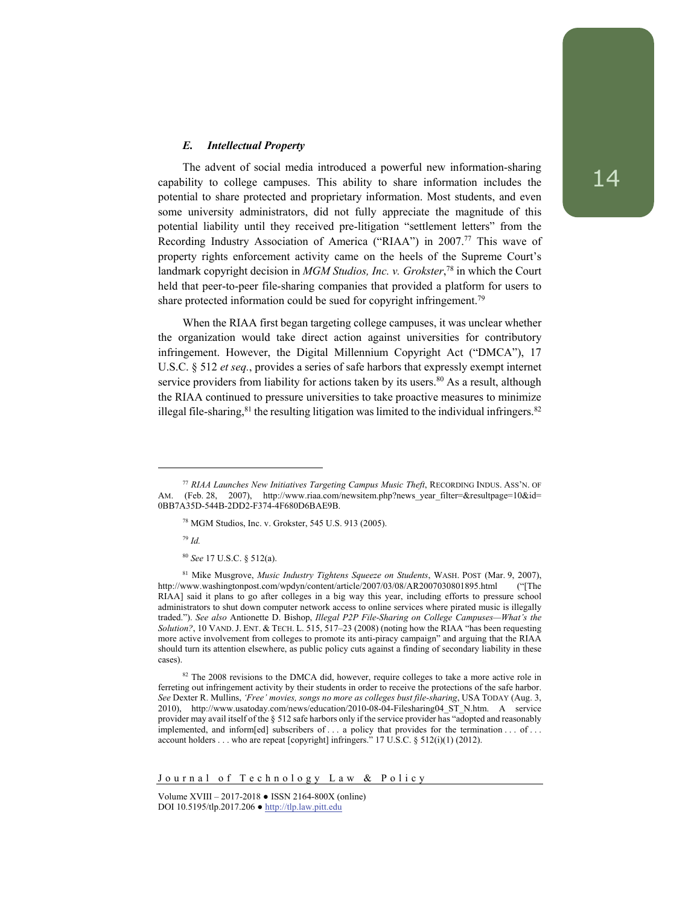### *E. Intellectual Property*

The advent of social media introduced a powerful new information-sharing capability to college campuses. This ability to share information includes the potential to share protected and proprietary information. Most students, and even some university administrators, did not fully appreciate the magnitude of this potential liability until they received pre-litigation "settlement letters" from the Recording Industry Association of America ("RIAA") in 2007.[77] This wave of property rights enforcement activity came on the heels of the Supreme Court's landmark copyright decision in *MGM Studios, Inc. v. Grokster*,[78] in which the Court held that peer-to-peer file-sharing companies that provided a platform for users to share protected information could be sued for copyright infringement.[79]

When the RIAA first began targeting college campuses, it was unclear whether the organization would take direct action against universities for contributory infringement. However, the Digital Millennium Copyright Act ("DMCA"), 17 U.S.C. § 512 *et seq.*, provides a series of safe harbors that expressly exempt internet service providers from liability for actions taken by its users.[80] As a result, although the RIAA continued to pressure universities to take proactive measures to minimize illegal file-sharing,[81] the resulting litigation was limited to the individual infringers.[82]

---

[77] *RIAA Launches New Initiatives Targeting Campus Music Theft*, RECORDING INDUS. ASS'N. OF AM. (Feb. 28, 2007), http://www.riaa.com/newsitem.php?news_year_filter=&resultpage=10&id=0BB7A35D-544B-2DD2-F374-4F680D6BAE9B.

[78] MGM Studios, Inc. v. Grokster, 545 U.S. 913 (2005).

[79] *Id.*

[80] *See* 17 U.S.C. § 512(a).

[81] Mike Musgrove, *Music Industry Tightens Squeeze on Students*, WASH. POST (Mar. 9, 2007), http://www.washingtonpost.com/wpdyn/content/article/2007/03/08/AR2007030801895.html ("[The RIAA] said it plans to go after colleges in a big way this year, including efforts to pressure school administrators to shut down computer network access to online services where pirated music is illegally traded."). *See also* Antionette D. Bishop, *Illegal P2P File-Sharing on College Campuses—What's the Solution?*, 10 VAND. J. ENT. & TECH. L. 515, 517–23 (2008) (noting how the RIAA "has been requesting more active involvement from colleges to promote its anti-piracy campaign" and arguing that the RIAA should turn its attention elsewhere, as public policy cuts against a finding of secondary liability in these cases).

[82] The 2008 revisions to the DMCA did, however, require colleges to take a more active role in ferreting out infringement activity by their students in order to receive the protections of the safe harbor. *See* Dexter R. Mullins, *'Free' movies, songs no more as colleges bust file-sharing*, USA TODAY (Aug. 3, 2010), http://www.usatoday.com/news/education/2010-08-04-Filesharing04_ST_N.htm. A service provider may avail itself of the § 512 safe harbors only if the service provider has "adopted and reasonably implemented, and inform[ed] subscribers of . . . a policy that provides for the termination . . . of . . . account holders . . . who are repeat [copyright] infringers." 17 U.S.C. § 512(i)(1) (2012).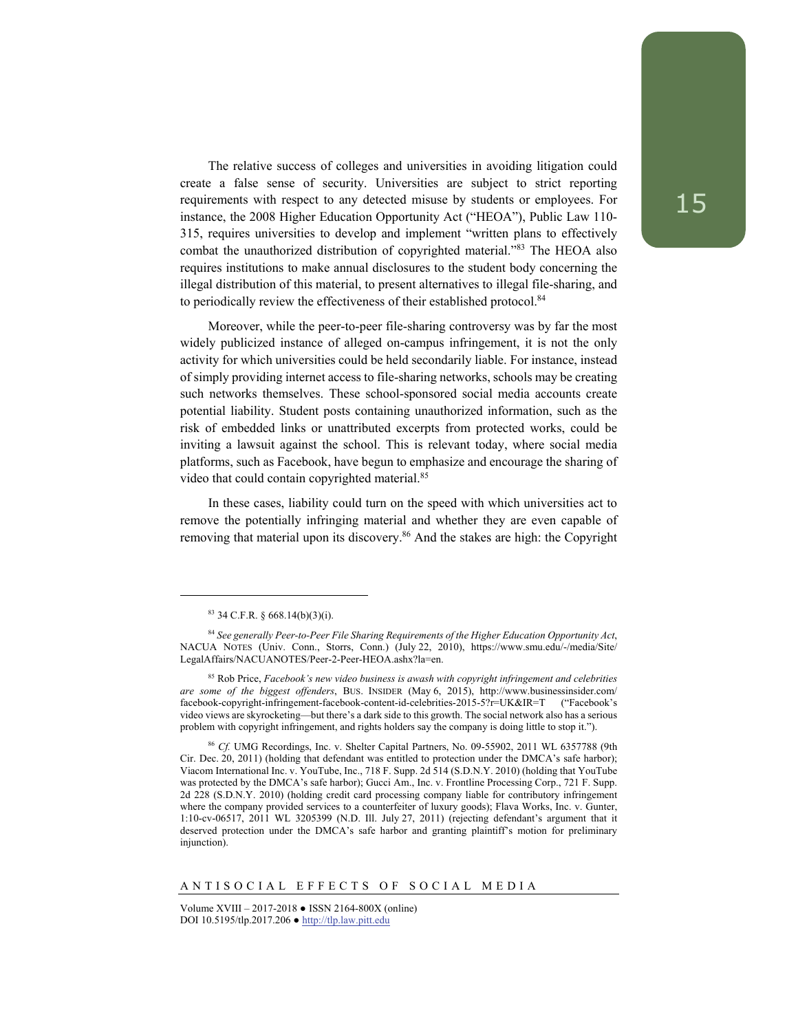The relative success of colleges and universities in avoiding litigation could create a false sense of security. Universities are subject to strict reporting requirements with respect to any detected misuse by students or employees. For instance, the 2008 Higher Education Opportunity Act ("HEOA"), Public Law 110-315, requires universities to develop and implement "written plans to effectively combat the unauthorized distribution of copyrighted material."[83] The HEOA also requires institutions to make annual disclosures to the student body concerning the illegal distribution of this material, to present alternatives to illegal file-sharing, and to periodically review the effectiveness of their established protocol.[84]

Moreover, while the peer-to-peer file-sharing controversy was by far the most widely publicized instance of alleged on-campus infringement, it is not the only activity for which universities could be held secondarily liable. For instance, instead of simply providing internet access to file-sharing networks, schools may be creating such networks themselves. These school-sponsored social media accounts create potential liability. Student posts containing unauthorized information, such as the risk of embedded links or unattributed excerpts from protected works, could be inviting a lawsuit against the school. This is relevant today, where social media platforms, such as Facebook, have begun to emphasize and encourage the sharing of video that could contain copyrighted material.[85]

In these cases, liability could turn on the speed with which universities act to remove the potentially infringing material and whether they are even capable of removing that material upon its discovery.[86] And the stakes are high: the Copyright

---

[83] 34 C.F.R. § 668.14(b)(3)(i).

[84] *See generally Peer-to-Peer File Sharing Requirements of the Higher Education Opportunity Act*, NACUA NOTES (Univ. Conn., Storrs, Conn.) (July 22, 2010), https://www.smu.edu/-/media/Site/LegalAffairs/NACUANOTES/Peer-2-Peer-HEOA.ashx?la=en.

[85] Rob Price, *Facebook's new video business is awash with copyright infringement and celebrities are some of the biggest offenders*, BUS. INSIDER (May 6, 2015), http://www.businessinsider.com/facebook-copyright-infringement-facebook-content-id-celebrities-2015-5?r=UK&IR=T ("Facebook's video views are skyrocketing—but there's a dark side to this growth. The social network also has a serious problem with copyright infringement, and rights holders say the company is doing little to stop it.").

[86] *Cf.* UMG Recordings, Inc. v. Shelter Capital Partners, No. 09-55902, 2011 WL 6357788 (9th Cir. Dec. 20, 2011) (holding that defendant was entitled to protection under the DMCA's safe harbor); Viacom International Inc. v. YouTube, Inc., 718 F. Supp. 2d 514 (S.D.N.Y. 2010) (holding that YouTube was protected by the DMCA's safe harbor); Gucci Am., Inc. v. Frontline Processing Corp., 721 F. Supp. 2d 228 (S.D.N.Y. 2010) (holding credit card processing company liable for contributory infringement where the company provided services to a counterfeiter of luxury goods); Flava Works, Inc. v. Gunter, 1:10-cv-06517, 2011 WL 3205399 (N.D. Ill. July 27, 2011) (rejecting defendant's argument that it deserved protection under the DMCA's safe harbor and granting plaintiff's motion for preliminary injunction).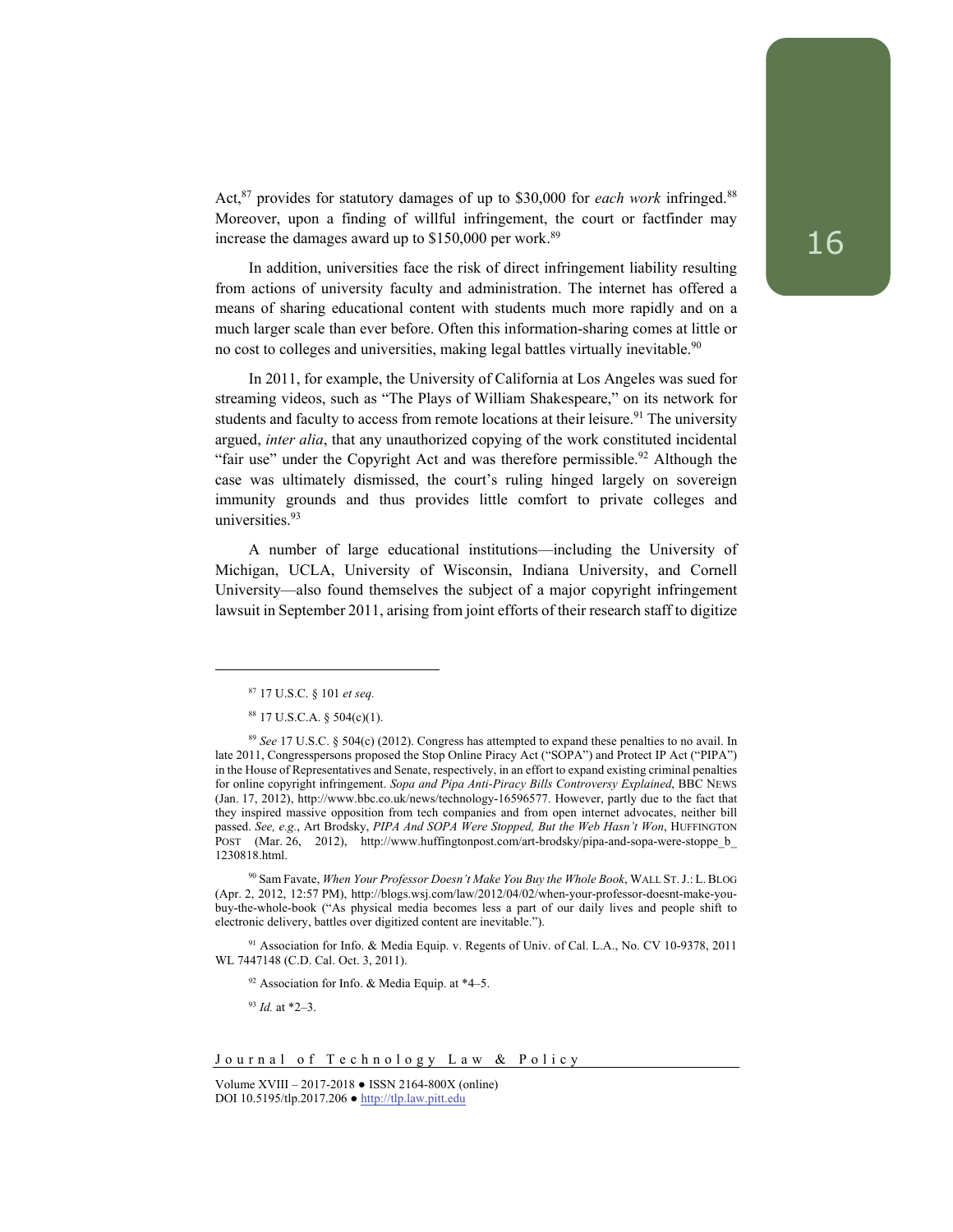Act,[87] provides for statutory damages of up to $30,000 for *each work* infringed.[88] Moreover, upon a finding of willful infringement, the court or factfinder may increase the damages award up to $150,000 per work.[89]

In addition, universities face the risk of direct infringement liability resulting from actions of university faculty and administration. The internet has offered a means of sharing educational content with students much more rapidly and on a much larger scale than ever before. Often this information-sharing comes at little or no cost to colleges and universities, making legal battles virtually inevitable.[90]

In 2011, for example, the University of California at Los Angeles was sued for streaming videos, such as "The Plays of William Shakespeare," on its network for students and faculty to access from remote locations at their leisure.[91] The university argued, *inter alia*, that any unauthorized copying of the work constituted incidental "fair use" under the Copyright Act and was therefore permissible.[92] Although the case was ultimately dismissed, the court's ruling hinged largely on sovereign immunity grounds and thus provides little comfort to private colleges and universities.[93]

A number of large educational institutions—including the University of Michigan, UCLA, University of Wisconsin, Indiana University, and Cornell University—also found themselves the subject of a major copyright infringement lawsuit in September 2011, arising from joint efforts of their research staff to digitize

---

[87] 17 U.S.C. § 101 *et seq.*

[88] 17 U.S.C.A. § 504(c)(1).

[89] *See* 17 U.S.C. § 504(c) (2012). Congress has attempted to expand these penalties to no avail. In late 2011, Congresspersons proposed the Stop Online Piracy Act ("SOPA") and Protect IP Act ("PIPA") in the House of Representatives and Senate, respectively, in an effort to expand existing criminal penalties for online copyright infringement. *Sopa and Pipa Anti-Piracy Bills Controversy Explained*, BBC NEWS (Jan. 17, 2012), http://www.bbc.co.uk/news/technology-16596577. However, partly due to the fact that they inspired massive opposition from tech companies and from open internet advocates, neither bill passed. *See, e.g.*, Art Brodsky, *PIPA And SOPA Were Stopped, But the Web Hasn't Won*, HUFFINGTON POST (Mar. 26, 2012), http://www.huffingtonpost.com/art-brodsky/pipa-and-sopa-were-stoppe_b_1230818.html.

[90] Sam Favate, *When Your Professor Doesn't Make You Buy the Whole Book*, WALL ST. J.: L. BLOG (Apr. 2, 2012, 12:57 PM), http://blogs.wsj.com/law/2012/04/02/when-your-professor-doesnt-make-you-buy-the-whole-book ("As physical media becomes less a part of our daily lives and people shift to electronic delivery, battles over digitized content are inevitable.").

[91] Association for Info. & Media Equip. v. Regents of Univ. of Cal. L.A., No. CV 10-9378, 2011 WL 7447148 (C.D. Cal. Oct. 3, 2011).

[92] Association for Info. & Media Equip. at *4–5.

[93] *Id.* at *2–3.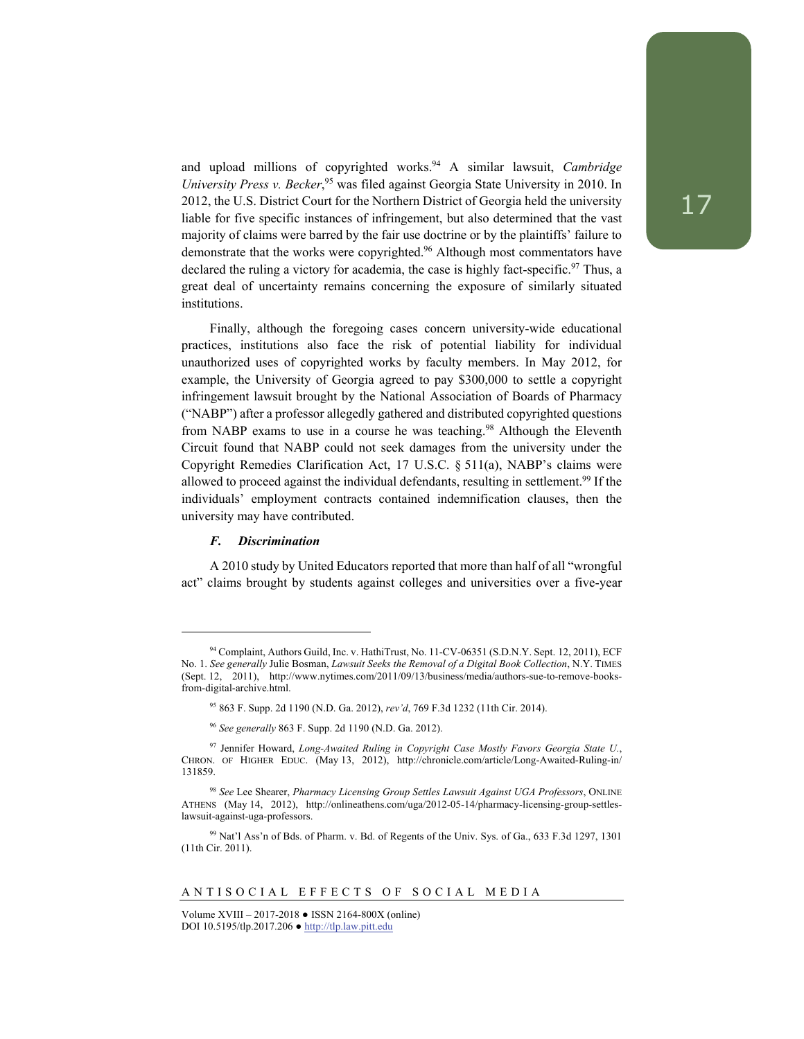and upload millions of copyrighted works.[94] A similar lawsuit, *Cambridge University Press v. Becker*,[95] was filed against Georgia State University in 2010. In 2012, the U.S. District Court for the Northern District of Georgia held the university liable for five specific instances of infringement, but also determined that the vast majority of claims were barred by the fair use doctrine or by the plaintiffs' failure to demonstrate that the works were copyrighted.[96] Although most commentators have declared the ruling a victory for academia, the case is highly fact-specific.[97] Thus, a great deal of uncertainty remains concerning the exposure of similarly situated institutions.

Finally, although the foregoing cases concern university-wide educational practices, institutions also face the risk of potential liability for individual unauthorized uses of copyrighted works by faculty members. In May 2012, for example, the University of Georgia agreed to pay $300,000 to settle a copyright infringement lawsuit brought by the National Association of Boards of Pharmacy ("NABP") after a professor allegedly gathered and distributed copyrighted questions from NABP exams to use in a course he was teaching.[98] Although the Eleventh Circuit found that NABP could not seek damages from the university under the Copyright Remedies Clarification Act, 17 U.S.C. § 511(a), NABP's claims were allowed to proceed against the individual defendants, resulting in settlement.[99] If the individuals' employment contracts contained indemnification clauses, then the university may have contributed.

### *F. Discrimination*

A 2010 study by United Educators reported that more than half of all "wrongful act" claims brought by students against colleges and universities over a five-year

---

[94] Complaint, Authors Guild, Inc. v. HathiTrust, No. 11-CV-06351 (S.D.N.Y. Sept. 12, 2011), ECF No. 1. *See generally* Julie Bosman, *Lawsuit Seeks the Removal of a Digital Book Collection*, N.Y. TIMES (Sept. 12, 2011), http://www.nytimes.com/2011/09/13/business/media/authors-sue-to-remove-books-from-digital-archive.html.

[95] 863 F. Supp. 2d 1190 (N.D. Ga. 2012), *rev'd*, 769 F.3d 1232 (11th Cir. 2014).

[96] *See generally* 863 F. Supp. 2d 1190 (N.D. Ga. 2012).

[97] Jennifer Howard, *Long-Awaited Ruling in Copyright Case Mostly Favors Georgia State U.*, CHRON. OF HIGHER EDUC. (May 13, 2012), http://chronicle.com/article/Long-Awaited-Ruling-in/131859.

[98] *See* Lee Shearer, *Pharmacy Licensing Group Settles Lawsuit Against UGA Professors*, ONLINE ATHENS (May 14, 2012), http://onlineathens.com/uga/2012-05-14/pharmacy-licensing-group-settles-lawsuit-against-uga-professors.

[99] Nat'l Ass'n of Bds. of Pharm. v. Bd. of Regents of the Univ. Sys. of Ga., 633 F.3d 1297, 1301 (11th Cir. 2011).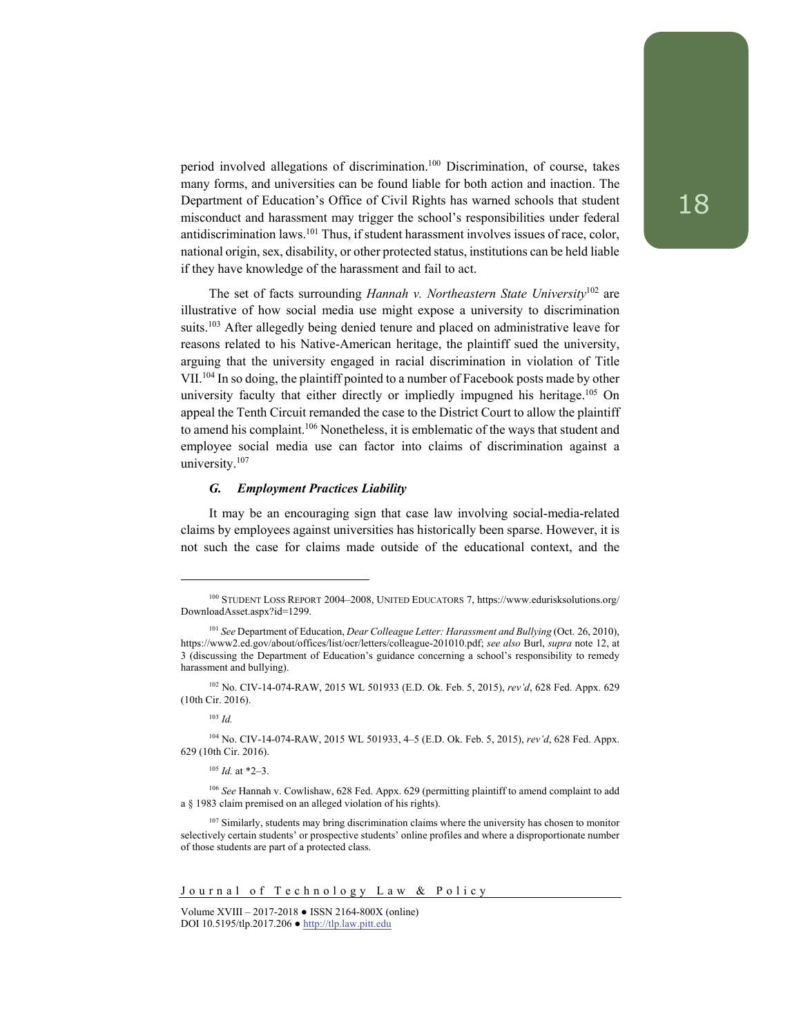period involved allegations of discrimination.[100] Discrimination, of course, takes many forms, and universities can be found liable for both action and inaction. The Department of Education's Office of Civil Rights has warned schools that student misconduct and harassment may trigger the school's responsibilities under federal antidiscrimination laws.[101] Thus, if student harassment involves issues of race, color, national origin, sex, disability, or other protected status, institutions can be held liable if they have knowledge of the harassment and fail to act.

The set of facts surrounding *Hannah v. Northeastern State University*[102] are illustrative of how social media use might expose a university to discrimination suits.[103] After allegedly being denied tenure and placed on administrative leave for reasons related to his Native-American heritage, the plaintiff sued the university, arguing that the university engaged in racial discrimination in violation of Title VII.[104] In so doing, the plaintiff pointed to a number of Facebook posts made by other university faculty that either directly or impliedly impugned his heritage.[105] On appeal the Tenth Circuit remanded the case to the District Court to allow the plaintiff to amend his complaint.[106] Nonetheless, it is emblematic of the ways that student and employee social media use can factor into claims of discrimination against a university.[107]

### *G. Employment Practices Liability*

It may be an encouraging sign that case law involving social-media-related claims by employees against universities has historically been sparse. However, it is not such the case for claims made outside of the educational context, and the

---

[100] STUDENT LOSS REPORT 2004–2008, UNITED EDUCATORS 7, https://www.edurisksolutions.org/DownloadAsset.aspx?id=1299.

[101] *See* Department of Education, *Dear Colleague Letter: Harassment and Bullying* (Oct. 26, 2010), https://www2.ed.gov/about/offices/list/ocr/letters/colleague-201010.pdf; *see also* Burl, *supra* note 12, at 3 (discussing the Department of Education's guidance concerning a school's responsibility to remedy harassment and bullying).

[102] No. CIV-14-074-RAW, 2015 WL 501933 (E.D. Ok. Feb. 5, 2015), *rev'd*, 628 Fed. Appx. 629 (10th Cir. 2016).

[103] *Id.*

[104] No. CIV-14-074-RAW, 2015 WL 501933, 4–5 (E.D. Ok. Feb. 5, 2015), *rev'd*, 628 Fed. Appx. 629 (10th Cir. 2016).

[105] *Id.* at *2–3.

[106] *See* Hannah v. Cowlishaw, 628 Fed. Appx. 629 (permitting plaintiff to amend complaint to add a § 1983 claim premised on an alleged violation of his rights).

[107] Similarly, students may bring discrimination claims where the university has chosen to monitor selectively certain students' or prospective students' online profiles and where a disproportionate number of those students are part of a protected class.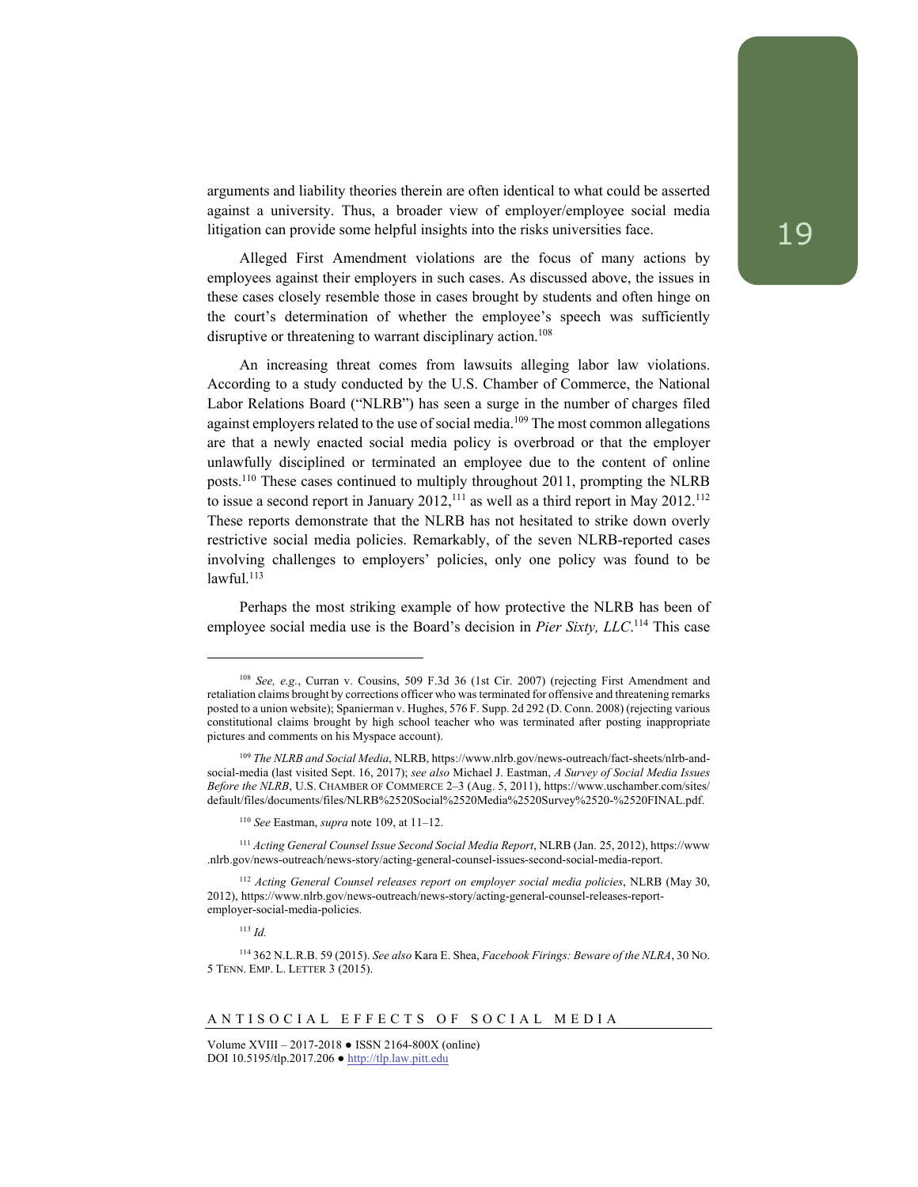arguments and liability theories therein are often identical to what could be asserted against a university. Thus, a broader view of employer/employee social media litigation can provide some helpful insights into the risks universities face.

Alleged First Amendment violations are the focus of many actions by employees against their employers in such cases. As discussed above, the issues in these cases closely resemble those in cases brought by students and often hinge on the court's determination of whether the employee's speech was sufficiently disruptive or threatening to warrant disciplinary action.[108]

An increasing threat comes from lawsuits alleging labor law violations. According to a study conducted by the U.S. Chamber of Commerce, the National Labor Relations Board ("NLRB") has seen a surge in the number of charges filed against employers related to the use of social media.[109] The most common allegations are that a newly enacted social media policy is overbroad or that the employer unlawfully disciplined or terminated an employee due to the content of online posts.[110] These cases continued to multiply throughout 2011, prompting the NLRB to issue a second report in January 2012,[111] as well as a third report in May 2012.[112] These reports demonstrate that the NLRB has not hesitated to strike down overly restrictive social media policies. Remarkably, of the seven NLRB-reported cases involving challenges to employers' policies, only one policy was found to be lawful.[113]

Perhaps the most striking example of how protective the NLRB has been of employee social media use is the Board's decision in *Pier Sixty, LLC*.[114] This case

---

[108] *See, e.g.*, Curran v. Cousins, 509 F.3d 36 (1st Cir. 2007) (rejecting First Amendment and retaliation claims brought by corrections officer who was terminated for offensive and threatening remarks posted to a union website); Spanierman v. Hughes, 576 F. Supp. 2d 292 (D. Conn. 2008) (rejecting various constitutional claims brought by high school teacher who was terminated after posting inappropriate pictures and comments on his Myspace account).

[109] *The NLRB and Social Media*, NLRB, https://www.nlrb.gov/news-outreach/fact-sheets/nlrb-and-social-media (last visited Sept. 16, 2017); *see also* Michael J. Eastman, *A Survey of Social Media Issues Before the NLRB*, U.S. CHAMBER OF COMMERCE 2–3 (Aug. 5, 2011), https://www.uschamber.com/sites/default/files/documents/files/NLRB%2520Social%2520Media%2520Survey%2520-%2520FINAL.pdf.

[110] *See* Eastman, *supra* note 109, at 11–12.

[111] *Acting General Counsel Issue Second Social Media Report*, NLRB (Jan. 25, 2012), https://www.nlrb.gov/news-outreach/news-story/acting-general-counsel-issues-second-social-media-report.

[112] *Acting General Counsel releases report on employer social media policies*, NLRB (May 30, 2012), https://www.nlrb.gov/news-outreach/news-story/acting-general-counsel-releases-report-employer-social-media-policies.

[113] *Id.*

[114] 362 N.L.R.B. 59 (2015). *See also* Kara E. Shea, *Facebook Firings: Beware of the NLRA*, 30 NO. 5 TENN. EMP. L. LETTER 3 (2015).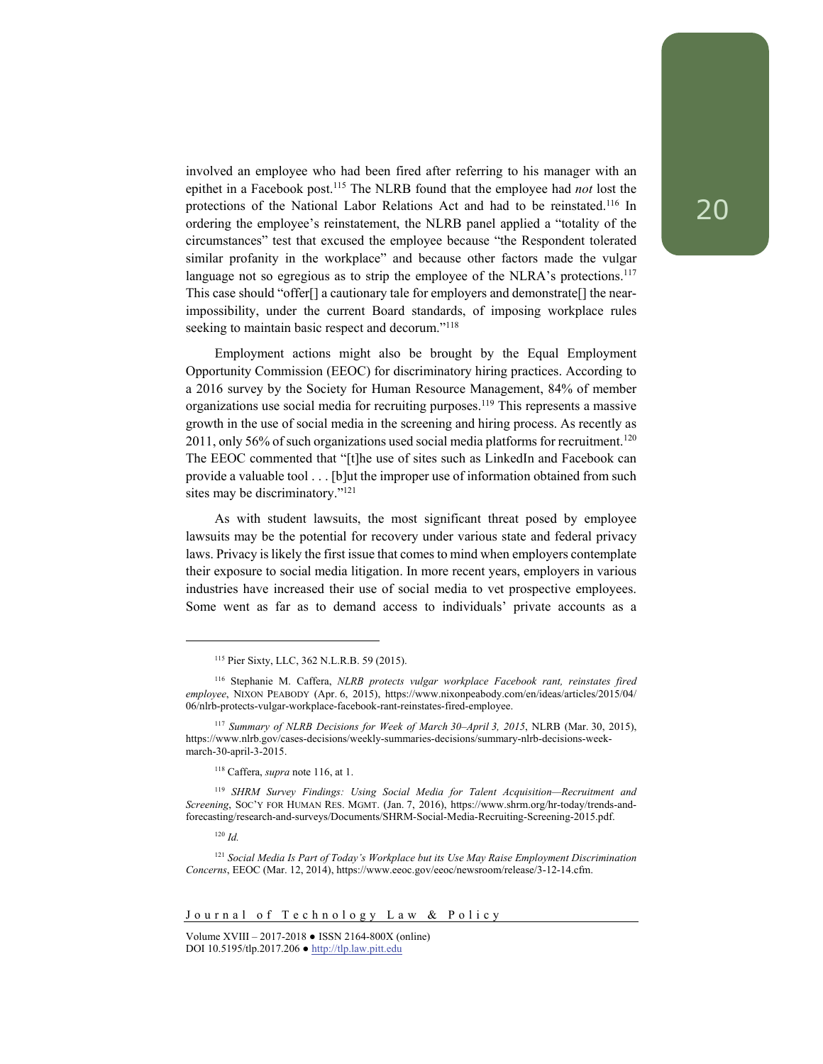involved an employee who had been fired after referring to his manager with an epithet in a Facebook post.[115] The NLRB found that the employee had *not* lost the protections of the National Labor Relations Act and had to be reinstated.[116] In ordering the employee's reinstatement, the NLRB panel applied a "totality of the circumstances" test that excused the employee because "the Respondent tolerated similar profanity in the workplace" and because other factors made the vulgar language not so egregious as to strip the employee of the NLRA's protections.[117] This case should "offer[] a cautionary tale for employers and demonstrate[] the near-impossibility, under the current Board standards, of imposing workplace rules seeking to maintain basic respect and decorum."[118]

Employment actions might also be brought by the Equal Employment Opportunity Commission (EEOC) for discriminatory hiring practices. According to a 2016 survey by the Society for Human Resource Management, 84% of member organizations use social media for recruiting purposes.[119] This represents a massive growth in the use of social media in the screening and hiring process. As recently as 2011, only 56% of such organizations used social media platforms for recruitment.[120] The EEOC commented that "[t]he use of sites such as LinkedIn and Facebook can provide a valuable tool . . . [b]ut the improper use of information obtained from such sites may be discriminatory."[121]

As with student lawsuits, the most significant threat posed by employee lawsuits may be the potential for recovery under various state and federal privacy laws. Privacy is likely the first issue that comes to mind when employers contemplate their exposure to social media litigation. In more recent years, employers in various industries have increased their use of social media to vet prospective employees. Some went as far as to demand access to individuals' private accounts as a

---

[115] Pier Sixty, LLC, 362 N.L.R.B. 59 (2015).

[116] Stephanie M. Caffera, *NLRB protects vulgar workplace Facebook rant, reinstates fired employee*, NIXON PEABODY (Apr. 6, 2015), https://www.nixonpeabody.com/en/ideas/articles/2015/04/06/nlrb-protects-vulgar-workplace-facebook-rant-reinstates-fired-employee.

[117] *Summary of NLRB Decisions for Week of March 30–April 3, 2015*, NLRB (Mar. 30, 2015), https://www.nlrb.gov/cases-decisions/weekly-summaries-decisions/summary-nlrb-decisions-week-march-30-april-3-2015.

[118] Caffera, *supra* note 116, at 1.

[119] *SHRM Survey Findings: Using Social Media for Talent Acquisition—Recruitment and Screening*, SOC'Y FOR HUMAN RES. MGMT. (Jan. 7, 2016), https://www.shrm.org/hr-today/trends-and-forecasting/research-and-surveys/Documents/SHRM-Social-Media-Recruiting-Screening-2015.pdf.

[120] *Id.*

[121] *Social Media Is Part of Today's Workplace but its Use May Raise Employment Discrimination Concerns*, EEOC (Mar. 12, 2014), https://www.eeoc.gov/eeoc/newsroom/release/3-12-14.cfm.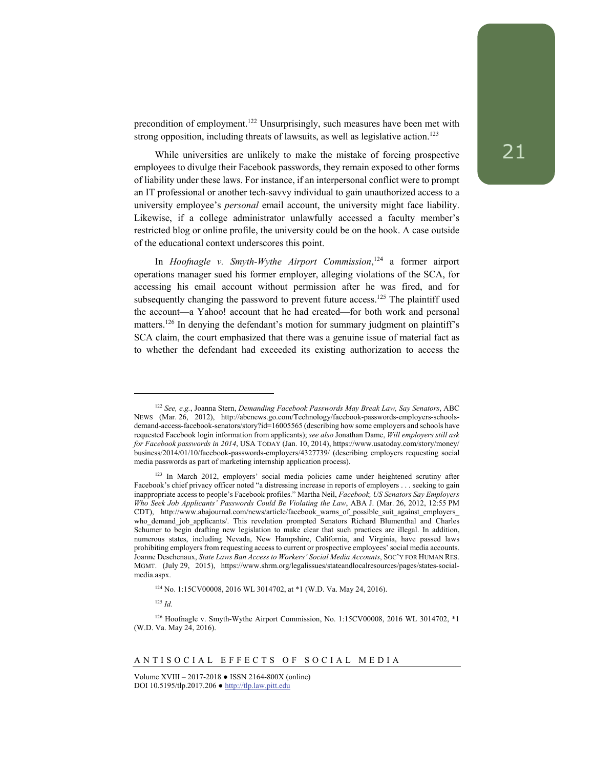precondition of employment.[122] Unsurprisingly, such measures have been met with strong opposition, including threats of lawsuits, as well as legislative action.[123]

While universities are unlikely to make the mistake of forcing prospective employees to divulge their Facebook passwords, they remain exposed to other forms of liability under these laws. For instance, if an interpersonal conflict were to prompt an IT professional or another tech-savvy individual to gain unauthorized access to a university employee's *personal* email account, the university might face liability. Likewise, if a college administrator unlawfully accessed a faculty member's restricted blog or online profile, the university could be on the hook. A case outside of the educational context underscores this point.

In *Hoofnagle v. Smyth-Wythe Airport Commission*,[124] a former airport operations manager sued his former employer, alleging violations of the SCA, for accessing his email account without permission after he was fired, and for subsequently changing the password to prevent future access.[125] The plaintiff used the account—a Yahoo! account that he had created—for both work and personal matters.[126] In denying the defendant's motion for summary judgment on plaintiff's SCA claim, the court emphasized that there was a genuine issue of material fact as to whether the defendant had exceeded its existing authorization to access the

---

[122] *See, e.g.*, Joanna Stern, *Demanding Facebook Passwords May Break Law, Say Senators*, ABC NEWS (Mar. 26, 2012), http://abcnews.go.com/Technology/facebook-passwords-employers-schools-demand-access-facebook-senators/story?id=16005565 (describing how some employers and schools have requested Facebook login information from applicants); *see also* Jonathan Dame, *Will employers still ask for Facebook passwords in 2014*, USA TODAY (Jan. 10, 2014), https://www.usatoday.com/story/money/business/2014/01/10/facebook-passwords-employers/4327739/ (describing employers requesting social media passwords as part of marketing internship application process).

[123] In March 2012, employers' social media policies came under heightened scrutiny after Facebook's chief privacy officer noted "a distressing increase in reports of employers . . . seeking to gain inappropriate access to people's Facebook profiles." Martha Neil, *Facebook, US Senators Say Employers Who Seek Job Applicants' Passwords Could Be Violating the Law*, ABA J. (Mar. 26, 2012, 12:55 PM CDT), http://www.abajournal.com/news/article/facebook_warns_of_possible_suit_against_employers_who_demand_job_applicants/. This revelation prompted Senators Richard Blumenthal and Charles Schumer to begin drafting new legislation to make clear that such practices are illegal. In addition, numerous states, including Nevada, New Hampshire, California, and Virginia, have passed laws prohibiting employers from requesting access to current or prospective employees' social media accounts. Joanne Deschenaux, *State Laws Ban Access to Workers' Social Media Accounts*, SOC'Y FOR HUMAN RES. MGMT. (July 29, 2015), https://www.shrm.org/legalissues/stateandlocalresources/pages/states-social-media.aspx.

[124] No. 1:15CV00008, 2016 WL 3014702, at *1 (W.D. Va. May 24, 2016).

[125] *Id.*

[126] Hoofnagle v. Smyth-Wythe Airport Commission, No. 1:15CV00008, 2016 WL 3014702, *1 (W.D. Va. May 24, 2016).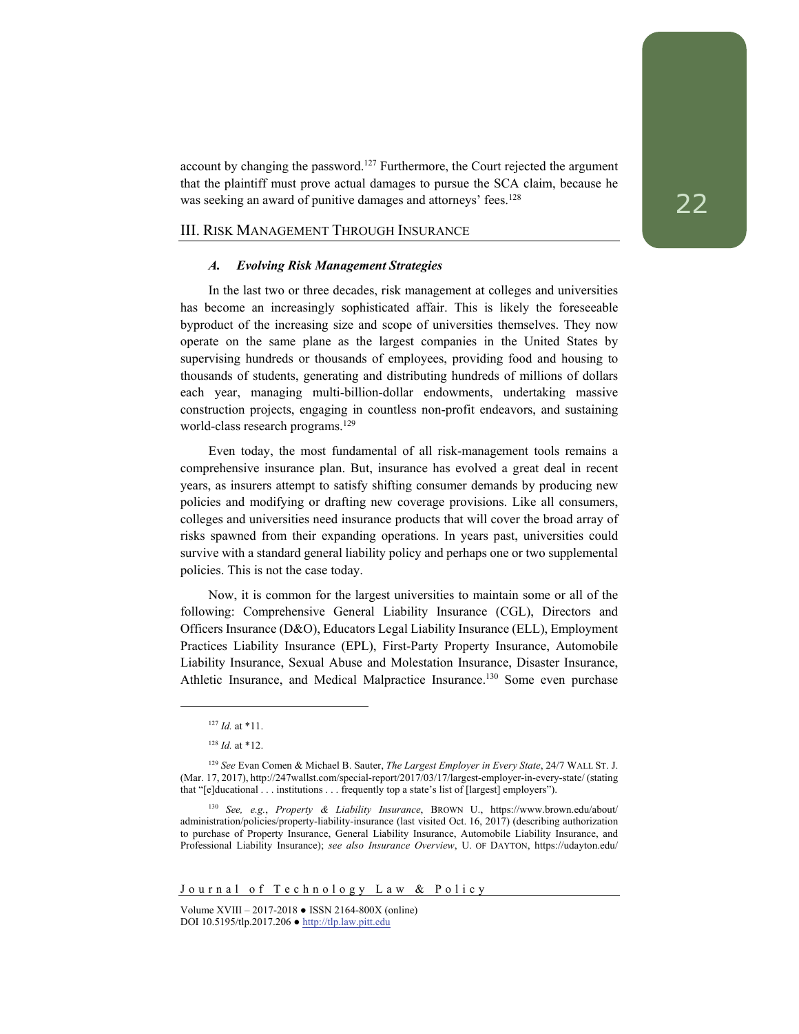account by changing the password.[127] Furthermore, the Court rejected the argument that the plaintiff must prove actual damages to pursue the SCA claim, because he was seeking an award of punitive damages and attorneys' fees.[128]

## III. Risk Management Through Insurance

### *A. Evolving Risk Management Strategies*

In the last two or three decades, risk management at colleges and universities has become an increasingly sophisticated affair. This is likely the foreseeable byproduct of the increasing size and scope of universities themselves. They now operate on the same plane as the largest companies in the United States by supervising hundreds or thousands of employees, providing food and housing to thousands of students, generating and distributing hundreds of millions of dollars each year, managing multi-billion-dollar endowments, undertaking massive construction projects, engaging in countless non-profit endeavors, and sustaining world-class research programs.[129]

Even today, the most fundamental of all risk-management tools remains a comprehensive insurance plan. But, insurance has evolved a great deal in recent years, as insurers attempt to satisfy shifting consumer demands by producing new policies and modifying or drafting new coverage provisions. Like all consumers, colleges and universities need insurance products that will cover the broad array of risks spawned from their expanding operations. In years past, universities could survive with a standard general liability policy and perhaps one or two supplemental policies. This is not the case today.

Now, it is common for the largest universities to maintain some or all of the following: Comprehensive General Liability Insurance (CGL), Directors and Officers Insurance (D&O), Educators Legal Liability Insurance (ELL), Employment Practices Liability Insurance (EPL), First-Party Property Insurance, Automobile Liability Insurance, Sexual Abuse and Molestation Insurance, Disaster Insurance, Athletic Insurance, and Medical Malpractice Insurance.[130] Some even purchase

---

[127] *Id.* at *11.

[128] *Id.* at *12.

[129] *See* Evan Comen & Michael B. Sauter, *The Largest Employer in Every State*, 24/7 WALL ST. J. (Mar. 17, 2017), http://247wallst.com/special-report/2017/03/17/largest-employer-in-every-state/ (stating that "[e]ducational . . . institutions . . . frequently top a state's list of [largest] employers").

[130] *See, e.g.*, *Property & Liability Insurance*, BROWN U., https://www.brown.edu/about/administration/policies/property-liability-insurance (last visited Oct. 16, 2017) (describing authorization to purchase of Property Insurance, General Liability Insurance, Automobile Liability Insurance, and Professional Liability Insurance); *see also Insurance Overview*, U. OF DAYTON, https://udayton.edu/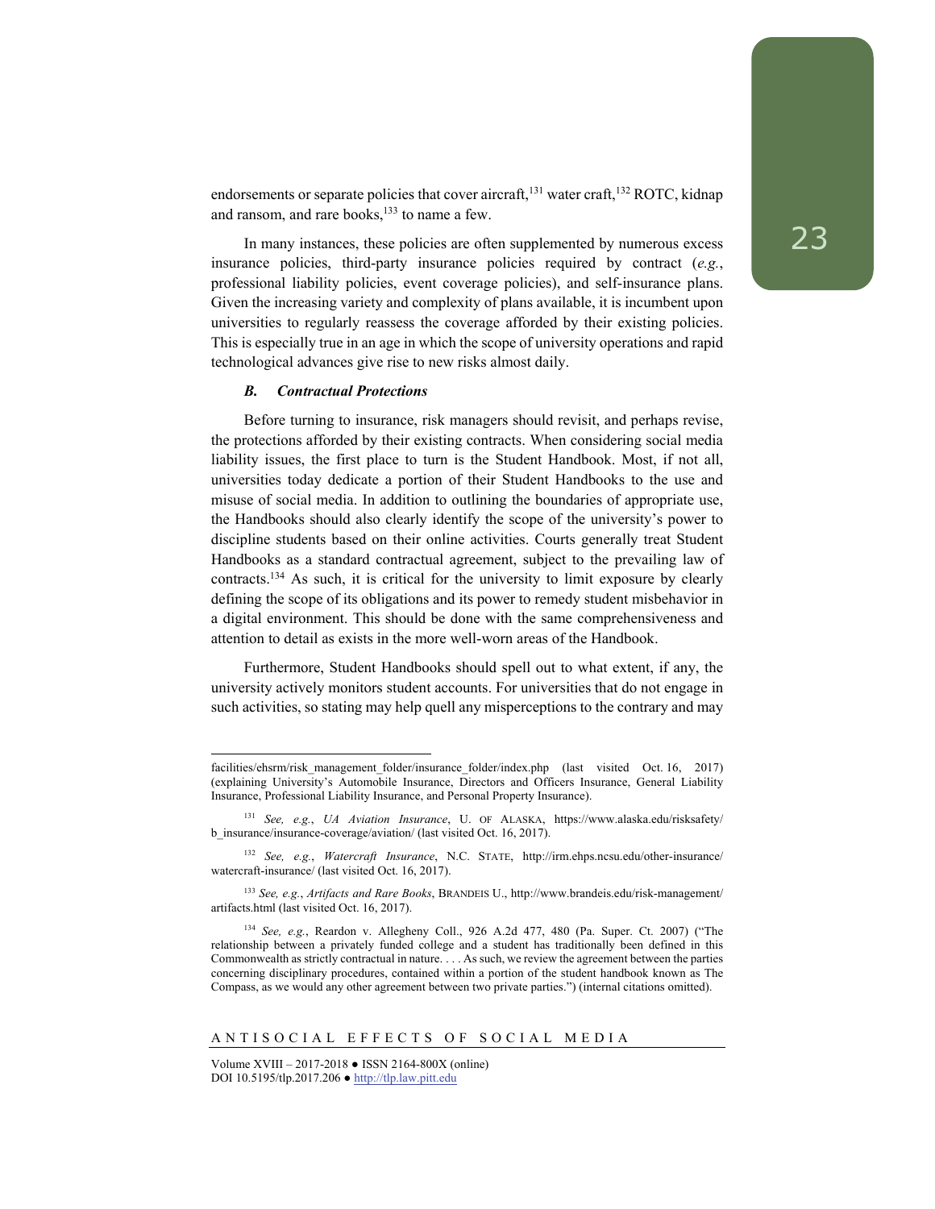endorsements or separate policies that cover aircraft,[131] water craft,[132] ROTC, kidnap and ransom, and rare books,[133] to name a few.

In many instances, these policies are often supplemented by numerous excess insurance policies, third-party insurance policies required by contract (*e.g.*, professional liability policies, event coverage policies), and self-insurance plans. Given the increasing variety and complexity of plans available, it is incumbent upon universities to regularly reassess the coverage afforded by their existing policies. This is especially true in an age in which the scope of university operations and rapid technological advances give rise to new risks almost daily.

### *B. Contractual Protections*

Before turning to insurance, risk managers should revisit, and perhaps revise, the protections afforded by their existing contracts. When considering social media liability issues, the first place to turn is the Student Handbook. Most, if not all, universities today dedicate a portion of their Student Handbooks to the use and misuse of social media. In addition to outlining the boundaries of appropriate use, the Handbooks should also clearly identify the scope of the university's power to discipline students based on their online activities. Courts generally treat Student Handbooks as a standard contractual agreement, subject to the prevailing law of contracts.[134] As such, it is critical for the university to limit exposure by clearly defining the scope of its obligations and its power to remedy student misbehavior in a digital environment. This should be done with the same comprehensiveness and attention to detail as exists in the more well-worn areas of the Handbook.

Furthermore, Student Handbooks should spell out to what extent, if any, the university actively monitors student accounts. For universities that do not engage in such activities, so stating may help quell any misperceptions to the contrary and may

---

facilities/ehsrm/risk_management_folder/insurance_folder/index.php (last visited Oct. 16, 2017) (explaining University's Automobile Insurance, Directors and Officers Insurance, General Liability Insurance, Professional Liability Insurance, and Personal Property Insurance).

[131] *See, e.g.*, *UA Aviation Insurance*, U. OF ALASKA, https://www.alaska.edu/risksafety/b_insurance/insurance-coverage/aviation/ (last visited Oct. 16, 2017).

[132] *See, e.g.*, *Watercraft Insurance*, N.C. STATE, http://irm.ehps.ncsu.edu/other-insurance/watercraft-insurance/ (last visited Oct. 16, 2017).

[133] *See, e.g.*, *Artifacts and Rare Books*, BRANDEIS U., http://www.brandeis.edu/risk-management/artifacts.html (last visited Oct. 16, 2017).

[134] *See, e.g.*, Reardon v. Allegheny Coll., 926 A.2d 477, 480 (Pa. Super. Ct. 2007) ("The relationship between a privately funded college and a student has traditionally been defined in this Commonwealth as strictly contractual in nature. . . . As such, we review the agreement between the parties concerning disciplinary procedures, contained within a portion of the student handbook known as The Compass, as we would any other agreement between two private parties.") (internal citations omitted).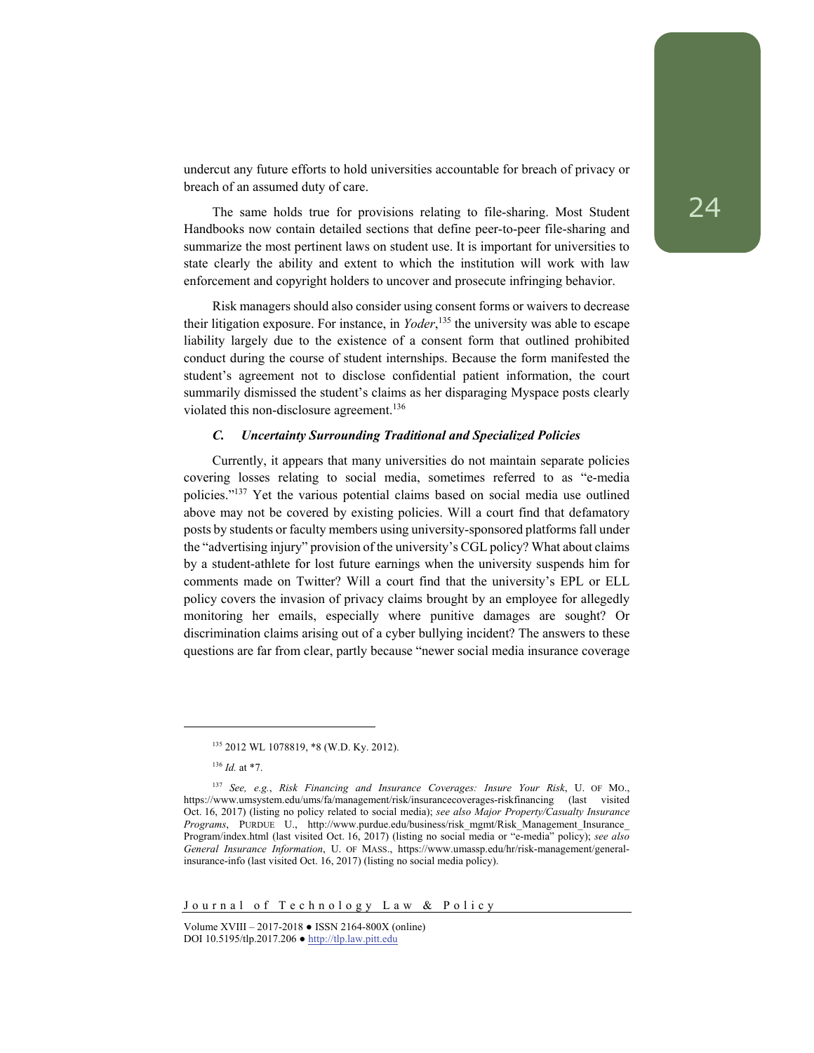undercut any future efforts to hold universities accountable for breach of privacy or breach of an assumed duty of care.

The same holds true for provisions relating to file-sharing. Most Student Handbooks now contain detailed sections that define peer-to-peer file-sharing and summarize the most pertinent laws on student use. It is important for universities to state clearly the ability and extent to which the institution will work with law enforcement and copyright holders to uncover and prosecute infringing behavior.

Risk managers should also consider using consent forms or waivers to decrease their litigation exposure. For instance, in *Yoder*,[135] the university was able to escape liability largely due to the existence of a consent form that outlined prohibited conduct during the course of student internships. Because the form manifested the student's agreement not to disclose confidential patient information, the court summarily dismissed the student's claims as her disparaging Myspace posts clearly violated this non-disclosure agreement.[136]

### *C. Uncertainty Surrounding Traditional and Specialized Policies*

Currently, it appears that many universities do not maintain separate policies covering losses relating to social media, sometimes referred to as "e-media policies."[137] Yet the various potential claims based on social media use outlined above may not be covered by existing policies. Will a court find that defamatory posts by students or faculty members using university-sponsored platforms fall under the "advertising injury" provision of the university's CGL policy? What about claims by a student-athlete for lost future earnings when the university suspends him for comments made on Twitter? Will a court find that the university's EPL or ELL policy covers the invasion of privacy claims brought by an employee for allegedly monitoring her emails, especially where punitive damages are sought? Or discrimination claims arising out of a cyber bullying incident? The answers to these questions are far from clear, partly because "newer social media insurance coverage

---

[135] 2012 WL 1078819, *8 (W.D. Ky. 2012).

[136] *Id.* at *7.

[137] *See, e.g.*, *Risk Financing and Insurance Coverages: Insure Your Risk*, U. OF MO., https://www.umsystem.edu/ums/fa/management/risk/insurancecoverages-riskfinancing (last visited Oct. 16, 2017) (listing no policy related to social media); *see also Major Property/Casualty Insurance Programs*, PURDUE U., http://www.purdue.edu/business/risk_mgmt/Risk_Management_Insurance_Program/index.html (last visited Oct. 16, 2017) (listing no social media or "e-media" policy); *see also General Insurance Information*, U. OF MASS., https://www.umassp.edu/hr/risk-management/general-insurance-info (last visited Oct. 16, 2017) (listing no social media policy).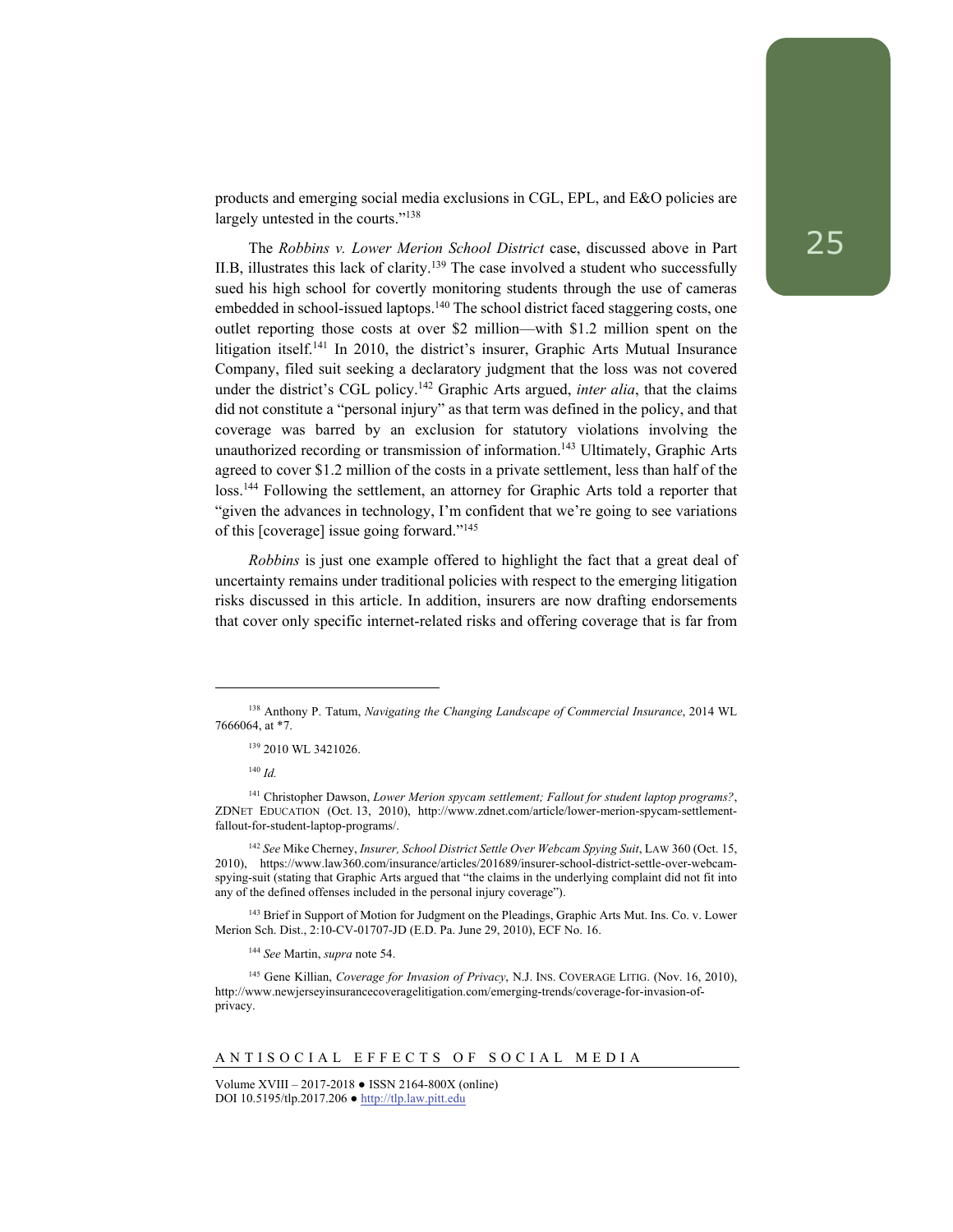products and emerging social media exclusions in CGL, EPL, and E&O policies are largely untested in the courts."[138]

The *Robbins v. Lower Merion School District* case, discussed above in Part II.B, illustrates this lack of clarity.[139] The case involved a student who successfully sued his high school for covertly monitoring students through the use of cameras embedded in school-issued laptops.[140] The school district faced staggering costs, one outlet reporting those costs at over $2 million—with $1.2 million spent on the litigation itself.[141] In 2010, the district's insurer, Graphic Arts Mutual Insurance Company, filed suit seeking a declaratory judgment that the loss was not covered under the district's CGL policy.[142] Graphic Arts argued, *inter alia*, that the claims did not constitute a "personal injury" as that term was defined in the policy, and that coverage was barred by an exclusion for statutory violations involving the unauthorized recording or transmission of information.[143] Ultimately, Graphic Arts agreed to cover $1.2 million of the costs in a private settlement, less than half of the loss.[144] Following the settlement, an attorney for Graphic Arts told a reporter that "given the advances in technology, I'm confident that we're going to see variations of this [coverage] issue going forward."[145]

*Robbins* is just one example offered to highlight the fact that a great deal of uncertainty remains under traditional policies with respect to the emerging litigation risks discussed in this article. In addition, insurers are now drafting endorsements that cover only specific internet-related risks and offering coverage that is far from

---

[138] Anthony P. Tatum, *Navigating the Changing Landscape of Commercial Insurance*, 2014 WL 7666064, at *7.

[139] 2010 WL 3421026.

[140] *Id.*

[141] Christopher Dawson, *Lower Merion spycam settlement; Fallout for student laptop programs?*, ZDNET EDUCATION (Oct. 13, 2010), http://www.zdnet.com/article/lower-merion-spycam-settlement-fallout-for-student-laptop-programs/.

[142] *See* Mike Cherney, *Insurer, School District Settle Over Webcam Spying Suit*, LAW 360 (Oct. 15, 2010), https://www.law360.com/insurance/articles/201689/insurer-school-district-settle-over-webcam-spying-suit (stating that Graphic Arts argued that "the claims in the underlying complaint did not fit into any of the defined offenses included in the personal injury coverage").

[143] Brief in Support of Motion for Judgment on the Pleadings, Graphic Arts Mut. Ins. Co. v. Lower Merion Sch. Dist., 2:10-CV-01707-JD (E.D. Pa. June 29, 2010), ECF No. 16.

[144] *See* Martin, *supra* note 54.

[145] Gene Killian, *Coverage for Invasion of Privacy*, N.J. INS. COVERAGE LITIG. (Nov. 16, 2010), http://www.newjerseyinsurancecoveragelitigation.com/emerging-trends/coverage-for-invasion-of-privacy.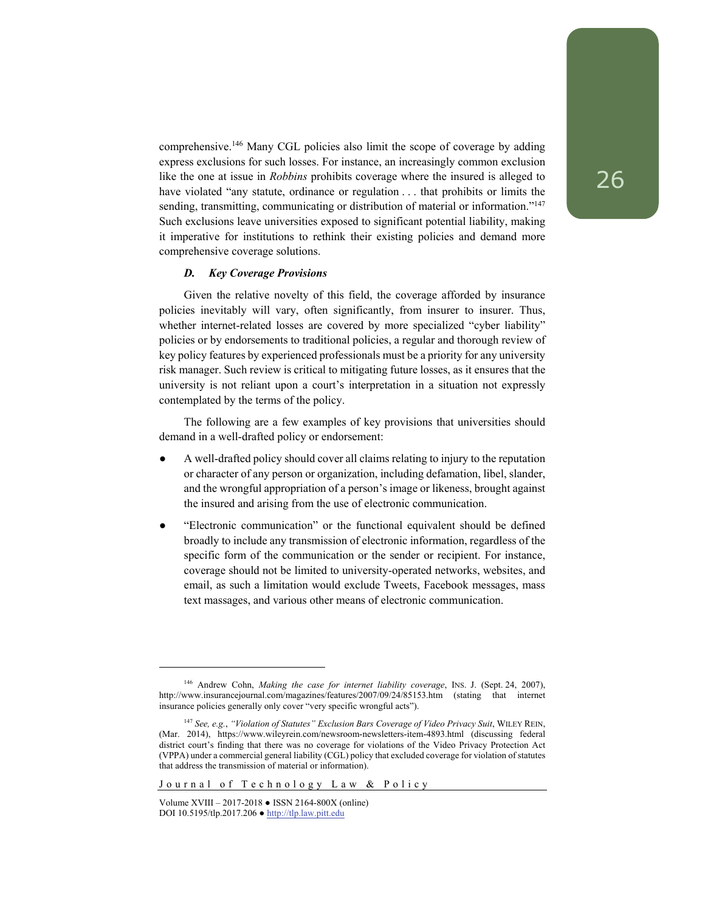comprehensive.[146] Many CGL policies also limit the scope of coverage by adding express exclusions for such losses. For instance, an increasingly common exclusion like the one at issue in *Robbins* prohibits coverage where the insured is alleged to have violated "any statute, ordinance or regulation . . . that prohibits or limits the sending, transmitting, communicating or distribution of material or information."[147] Such exclusions leave universities exposed to significant potential liability, making it imperative for institutions to rethink their existing policies and demand more comprehensive coverage solutions.

### *D. Key Coverage Provisions*

Given the relative novelty of this field, the coverage afforded by insurance policies inevitably will vary, often significantly, from insurer to insurer. Thus, whether internet-related losses are covered by more specialized "cyber liability" policies or by endorsements to traditional policies, a regular and thorough review of key policy features by experienced professionals must be a priority for any university risk manager. Such review is critical to mitigating future losses, as it ensures that the university is not reliant upon a court's interpretation in a situation not expressly contemplated by the terms of the policy.

The following are a few examples of key provisions that universities should demand in a well-drafted policy or endorsement:

- A well-drafted policy should cover all claims relating to injury to the reputation or character of any person or organization, including defamation, libel, slander, and the wrongful appropriation of a person's image or likeness, brought against the insured and arising from the use of electronic communication.
- "Electronic communication" or the functional equivalent should be defined broadly to include any transmission of electronic information, regardless of the specific form of the communication or the sender or recipient. For instance, coverage should not be limited to university-operated networks, websites, and email, as such a limitation would exclude Tweets, Facebook messages, mass text massages, and various other means of electronic communication.

---

[146] Andrew Cohn, *Making the case for internet liability coverage*, INS. J. (Sept. 24, 2007), http://www.insurancejournal.com/magazines/features/2007/09/24/85153.htm (stating that internet insurance policies generally only cover "very specific wrongful acts").

[147] *See, e.g.*, *"Violation of Statutes" Exclusion Bars Coverage of Video Privacy Suit*, WILEY REIN, (Mar. 2014), https://www.wileyrein.com/newsroom-newsletters-item-4893.html (discussing federal district court's finding that there was no coverage for violations of the Video Privacy Protection Act (VPPA) under a commercial general liability (CGL) policy that excluded coverage for violation of statutes that address the transmission of material or information).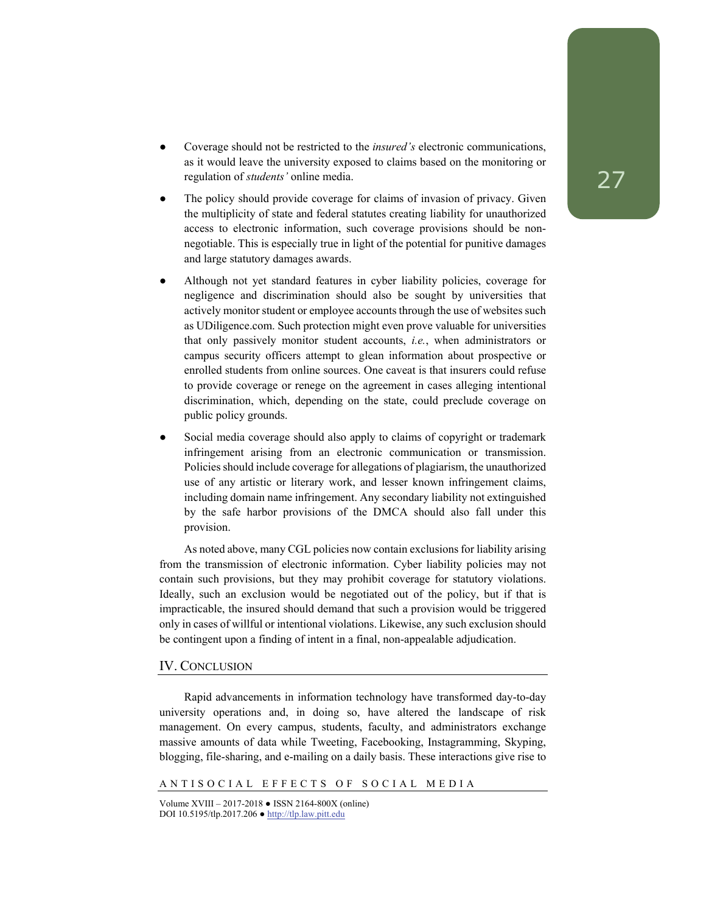- Coverage should not be restricted to the *insured's* electronic communications, as it would leave the university exposed to claims based on the monitoring or regulation of *students'* online media.
- The policy should provide coverage for claims of invasion of privacy. Given the multiplicity of state and federal statutes creating liability for unauthorized access to electronic information, such coverage provisions should be non-negotiable. This is especially true in light of the potential for punitive damages and large statutory damages awards.
- Although not yet standard features in cyber liability policies, coverage for negligence and discrimination should also be sought by universities that actively monitor student or employee accounts through the use of websites such as UDiligence.com. Such protection might even prove valuable for universities that only passively monitor student accounts, *i.e.*, when administrators or campus security officers attempt to glean information about prospective or enrolled students from online sources. One caveat is that insurers could refuse to provide coverage or renege on the agreement in cases alleging intentional discrimination, which, depending on the state, could preclude coverage on public policy grounds.
- Social media coverage should also apply to claims of copyright or trademark infringement arising from an electronic communication or transmission. Policies should include coverage for allegations of plagiarism, the unauthorized use of any artistic or literary work, and lesser known infringement claims, including domain name infringement. Any secondary liability not extinguished by the safe harbor provisions of the DMCA should also fall under this provision.

As noted above, many CGL policies now contain exclusions for liability arising from the transmission of electronic information. Cyber liability policies may not contain such provisions, but they may prohibit coverage for statutory violations. Ideally, such an exclusion would be negotiated out of the policy, but if that is impracticable, the insured should demand that such a provision would be triggered only in cases of willful or intentional violations. Likewise, any such exclusion should be contingent upon a finding of intent in a final, non-appealable adjudication.

## IV. Conclusion

Rapid advancements in information technology have transformed day-to-day university operations and, in doing so, have altered the landscape of risk management. On every campus, students, faculty, and administrators exchange massive amounts of data while Tweeting, Facebooking, Instagramming, Skyping, blogging, file-sharing, and e-mailing on a daily basis. These interactions give rise to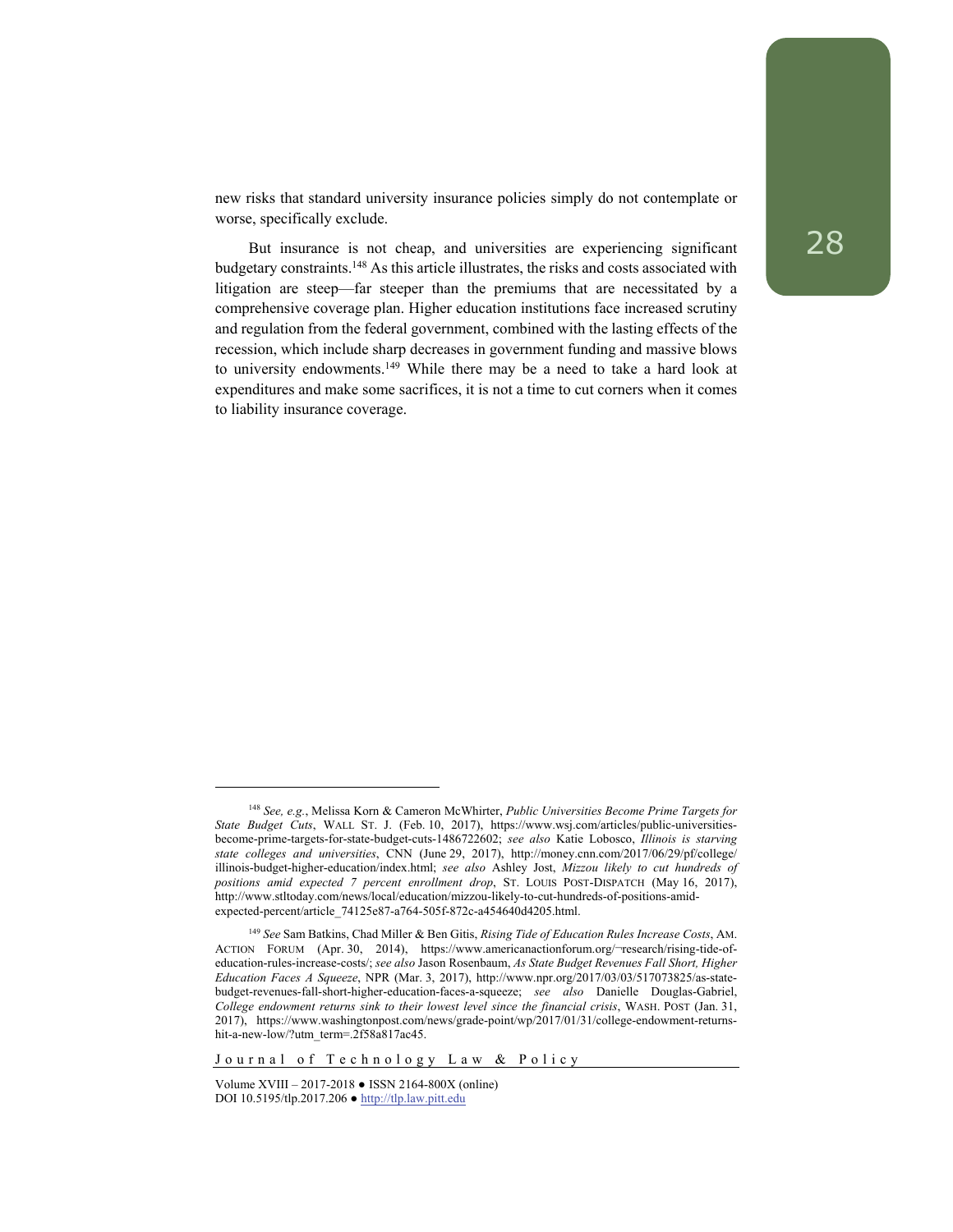new risks that standard university insurance policies simply do not contemplate or worse, specifically exclude.

But insurance is not cheap, and universities are experiencing significant budgetary constraints.[148] As this article illustrates, the risks and costs associated with litigation are steep—far steeper than the premiums that are necessitated by a comprehensive coverage plan. Higher education institutions face increased scrutiny and regulation from the federal government, combined with the lasting effects of the recession, which include sharp decreases in government funding and massive blows to university endowments.[149] While there may be a need to take a hard look at expenditures and make some sacrifices, it is not a time to cut corners when it comes to liability insurance coverage.

---

[148] *See, e.g.*, Melissa Korn & Cameron McWhirter, *Public Universities Become Prime Targets for State Budget Cuts*, WALL ST. J. (Feb. 10, 2017), https://www.wsj.com/articles/public-universities-become-prime-targets-for-state-budget-cuts-1486722602; *see also* Katie Lobosco, *Illinois is starving state colleges and universities*, CNN (June 29, 2017), http://money.cnn.com/2017/06/29/pf/college/illinois-budget-higher-education/index.html; *see also* Ashley Jost, *Mizzou likely to cut hundreds of positions amid expected 7 percent enrollment drop*, ST. LOUIS POST-DISPATCH (May 16, 2017), http://www.stltoday.com/news/local/education/mizzou-likely-to-cut-hundreds-of-positions-amid-expected-percent/article_74125e87-a764-505f-872c-a454640d4205.html.

[149] *See* Sam Batkins, Chad Miller & Ben Gitis, *Rising Tide of Education Rules Increase Costs*, AM. ACTION FORUM (Apr. 30, 2014), https://www.americanactionforum.org/¬research/rising-tide-of-education-rules-increase-costs/; *see also* Jason Rosenbaum, *As State Budget Revenues Fall Short, Higher Education Faces A Squeeze*, NPR (Mar. 3, 2017), http://www.npr.org/2017/03/03/517073825/as-state-budget-revenues-fall-short-higher-education-faces-a-squeeze; *see also* Danielle Douglas-Gabriel, *College endowment returns sink to their lowest level since the financial crisis*, WASH. POST (Jan. 31, 2017), https://www.washingtonpost.com/news/grade-point/wp/2017/01/31/college-endowment-returns-hit-a-new-low/?utm_term=.2f58a817ac45.